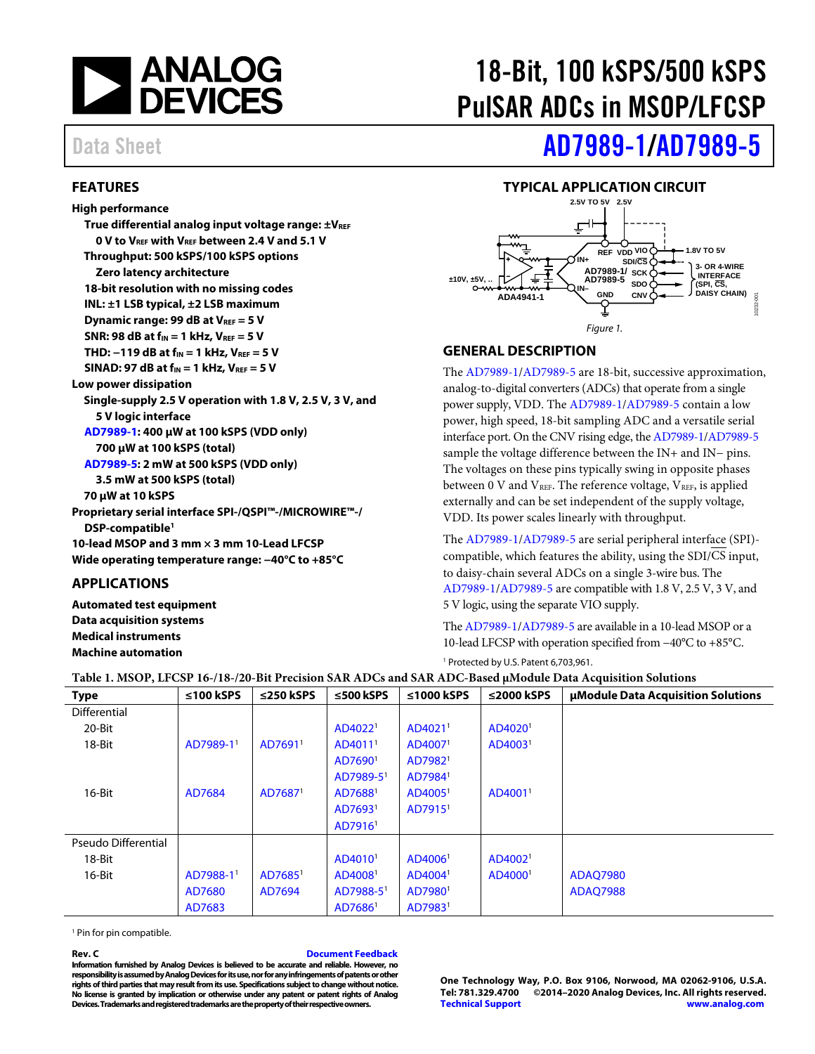# 18-Bit, 100 kSPS/500 kSPS PulSAR ADCs in MSOP/LFCSP

Data Sheet

# AD7989-1/AD7989-5

## FEATURES

**High performance**

- **True differential analog input voltage range: ±$V_{REF}$**
  - **0 V to $V_{REF}$ with $V_{REF}$ between 2.4 V and 5.1 V**
- **Throughput: 500 kSPS/100 kSPS options**
  - **Zero latency architecture**
- **18-bit resolution with no missing codes**
- **INL: ±1 LSB typical, ±2 LSB maximum**
- **Dynamic range: 99 dB at $V_{REF}$ = 5 V**
- **SNR: 98 dB at $f_{IN}$ = 1 kHz, $V_{REF}$ = 5 V**
- **THD: −119 dB at $f_{IN}$ = 1 kHz, $V_{REF}$ = 5 V**
- **SINAD: 97 dB at $f_{IN}$ = 1 kHz, $V_{REF}$ = 5 V**

**Low power dissipation**

- **Single-supply 2.5 V operation with 1.8 V, 2.5 V, 3 V, and 5 V logic interface**
- **AD7989-1: 400 µW at 100 kSPS (VDD only)**
  - **700 µW at 100 kSPS (total)**
- **AD7989-5: 2 mW at 500 kSPS (VDD only)**
  - **3.5 mW at 500 kSPS (total)**
- **70 µW at 10 kSPS**

**Proprietary serial interface SPI-/QSPI™-/MICROWIRE™-/ DSP-compatible[1]**

**10-lead MSOP and 3 mm × 3 mm 10-Lead LFCSP**

**Wide operating temperature range: −40°C to +85°C**

## APPLICATIONS

**Automated test equipment**
**Data acquisition systems**
**Medical instruments**
**Machine automation**

## TYPICAL APPLICATION CIRCUIT

Figure 1.

## GENERAL DESCRIPTION

The AD7989-1/AD7989-5 are 18-bit, successive approximation, analog-to-digital converters (ADCs) that operate from a single power supply, VDD. The AD7989-1/AD7989-5 contain a low power, high speed, 18-bit sampling ADC and a versatile serial interface port. On the CNV rising edge, the AD7989-1/AD7989-5 sample the voltage difference between the IN+ and IN− pins. The voltages on these pins typically swing in opposite phases between 0 V and $V_{REF}$. The reference voltage, $V_{REF}$, is applied externally and can be set independent of the supply voltage, VDD. Its power scales linearly with throughput.

The AD7989-1/AD7989-5 are serial peripheral interface (SPI)-compatible, which features the ability, using the SDI/$\overline{CS}$ input, to daisy-chain several ADCs on a single 3-wire bus. The AD7989-1/AD7989-5 are compatible with 1.8 V, 2.5 V, 3 V, and 5 V logic, using the separate VIO supply.

The AD7989-1/AD7989-5 are available in a 10-lead MSOP or a 10-lead LFCSP with operation specified from −40°C to +85°C.

[1] Protected by U.S. Patent 6,703,961.

**Table 1. MSOP, LFCSP 16-/18-/20-Bit Precision SAR ADCs and SAR ADC-Based µModule Data Acquisition Solutions**

| Type | ≤100 kSPS | ≤250 kSPS | ≤500 kSPS | ≤1000 kSPS | ≤2000 kSPS | µModule Data Acquisition Solutions |
|---|---|---|---|---|---|---|
| Differential | | | | | | |
| 20-Bit | | | AD4022[1] | AD4021[1] | AD4020[1] | |
| 18-Bit | AD7989-1[1] | AD7691[1] | AD4011[1] | AD4007[1] | AD4003[1] | |
| | | | AD7690[1] | AD7982[1] | | |
| | | | AD7989-5[1] | AD7984[1] | | |
| 16-Bit | AD7684 | AD7687[1] | AD7688[1] | AD4005[1] | AD4001[1] | |
| | | | AD7693[1] | AD7915[1] | | |
| | | | AD7916[1] | | | |
| Pseudo Differential | | | | | | |
| 18-Bit | | | AD4010[1] | AD4006[1] | AD4002[1] | |
| 16-Bit | AD7988-1[1] | AD7685[1] | AD4008[1] | AD4004[1] | AD4000[1] | ADAQ7980 |
| | AD7680 | AD7694 | AD7988-5[1] | AD7980[1] | | ADAQ7988 |
| | AD7683 | | AD7686[1] | AD7983[1] | | |

[1] Pin for pin compatible.

Rev. C

Document Feedback

Information furnished by Analog Devices is believed to be accurate and reliable. However, no responsibility is assumed by Analog Devices for its use, nor for any infringements of patents or other rights of third parties that may result from its use. Specifications subject to change without notice. No license is granted by implication or otherwise under any patent or patent rights of Analog Devices. Trademarks and registered trademarks are the property of their respective owners.

One Technology Way, P.O. Box 9106, Norwood, MA 02062-9106, U.S.A.
Tel: 781.329.4700 ©2014–2020 Analog Devices, Inc. All rights reserved.
Technical Support www.analog.com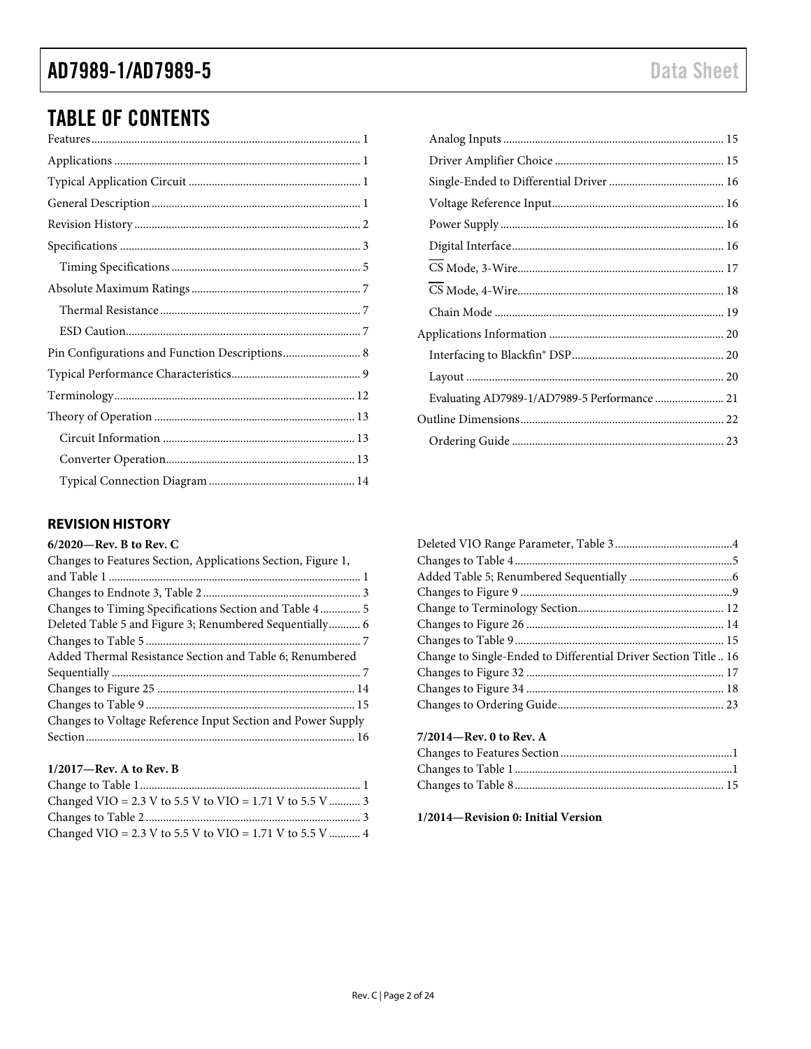## TABLE OF CONTENTS

Features ........ 1
Applications ........ 1
Typical Application Circuit ........ 1
General Description ........ 1
Revision History ........ 2
Specifications ........ 3
  Timing Specifications ........ 5
Absolute Maximum Ratings ........ 7
  Thermal Resistance ........ 7
  ESD Caution ........ 7
Pin Configurations and Function Descriptions ........ 8
Typical Performance Characteristics ........ 9
Terminology ........ 12
Theory of Operation ........ 13
  Circuit Information ........ 13
  Converter Operation ........ 13
  Typical Connection Diagram ........ 14
  Analog Inputs ........ 15
  Driver Amplifier Choice ........ 15
  Single-Ended to Differential Driver ........ 16
  Voltage Reference Input ........ 16
  Power Supply ........ 16
  Digital Interface ........ 16
  $\overline{CS}$ Mode, 3-Wire ........ 17
  $\overline{CS}$ Mode, 4-Wire ........ 18
  Chain Mode ........ 19
Applications Information ........ 20
  Interfacing to Blackfin® DSP ........ 20
  Layout ........ 20
  Evaluating AD7989-1/AD7989-5 Performance ........ 21
Outline Dimensions ........ 22
  Ordering Guide ........ 23

### REVISION HISTORY

**6/2020—Rev. B to Rev. C**

Changes to Features Section, Applications Section, Figure 1, and Table 1 ........ 1
Changes to Endnote 3, Table 2 ........ 3
Changes to Timing Specifications Section and Table 4 ........ 5
Deleted Table 5 and Figure 3; Renumbered Sequentially ........ 6
Changes to Table 5 ........ 7
Added Thermal Resistance Section and Table 6; Renumbered Sequentially ........ 7
Changes to Figure 25 ........ 14
Changes to Table 9 ........ 15
Changes to Voltage Reference Input Section and Power Supply Section ........ 16

**1/2017—Rev. A to Rev. B**

Change to Table 1 ........ 1
Changed VIO = 2.3 V to 5.5 V to VIO = 1.71 V to 5.5 V ........ 3
Changes to Table 2 ........ 3
Changed VIO = 2.3 V to 5.5 V to VIO = 1.71 V to 5.5 V ........ 4
Deleted VIO Range Parameter, Table 3 ........ 4
Changes to Table 4 ........ 5
Added Table 5; Renumbered Sequentially ........ 6
Changes to Figure 9 ........ 9
Change to Terminology Section ........ 12
Changes to Figure 26 ........ 14
Changes to Table 9 ........ 15
Change to Single-Ended to Differential Driver Section Title ........ 16
Changes to Figure 32 ........ 17
Changes to Figure 34 ........ 18
Changes to Ordering Guide ........ 23

**7/2014—Rev. 0 to Rev. A**

Changes to Features Section ........ 1
Changes to Table 1 ........ 1
Changes to Table 8 ........ 15

**1/2014—Revision 0: Initial Version**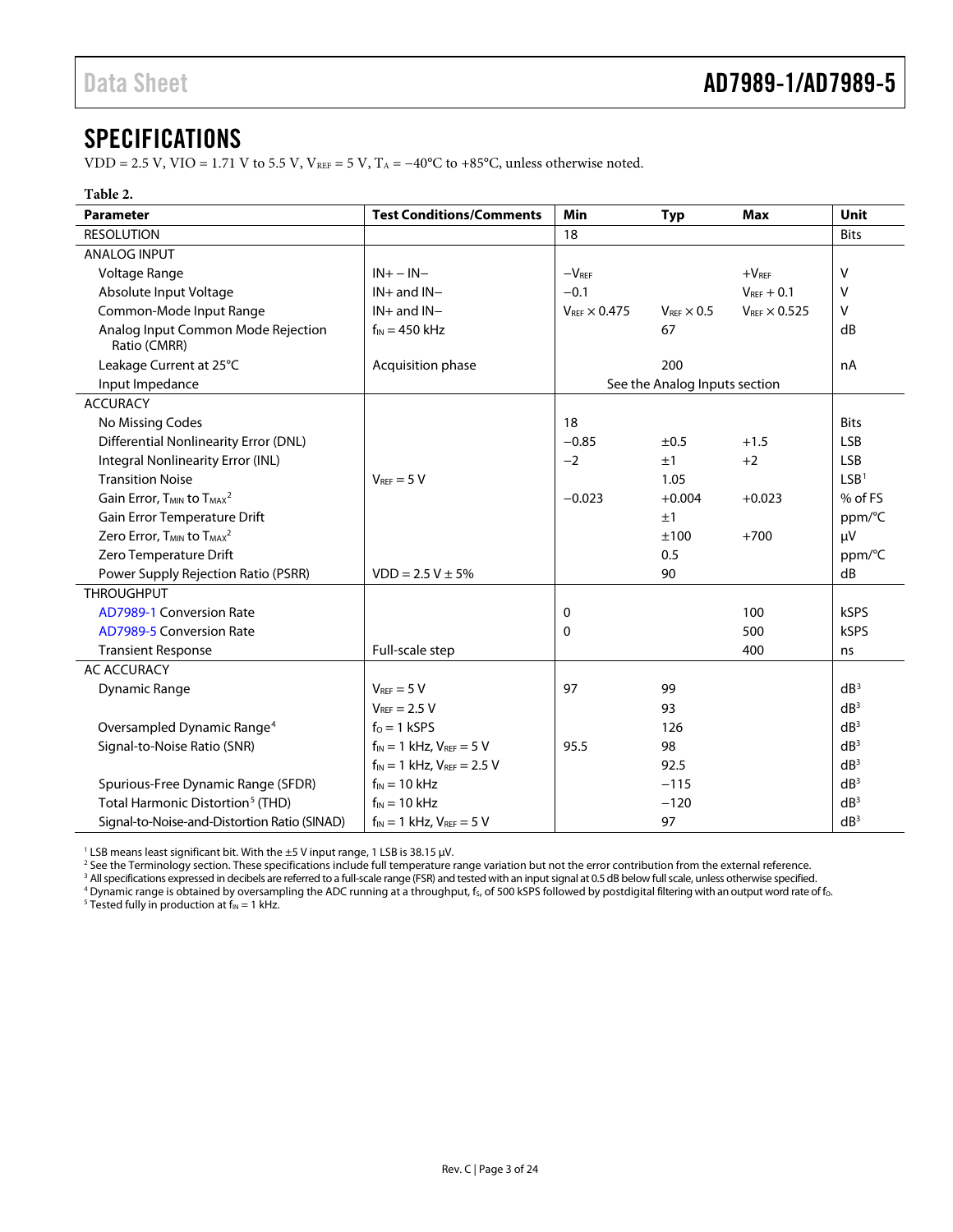# SPECIFICATIONS

VDD = 2.5 V, VIO = 1.71 V to 5.5 V, $V_{REF}$ = 5 V, $T_A$ = −40°C to +85°C, unless otherwise noted.

**Table 2.**

| Parameter | Test Conditions/Comments | Min | Typ | Max | Unit |
|---|---|---|---|---|---|
| RESOLUTION | | 18 | | | Bits |
| ANALOG INPUT | | | | | |
| Voltage Range | IN+ − IN− | $-V_{REF}$ | | $+V_{REF}$ | V |
| Absolute Input Voltage | IN+ and IN− | −0.1 | | $V_{REF}$ + 0.1 | V |
| Common-Mode Input Range | IN+ and IN− | $V_{REF}$ × 0.475 | $V_{REF}$ × 0.5 | $V_{REF}$ × 0.525 | V |
| Analog Input Common Mode Rejection Ratio (CMRR) | $f_{IN}$ = 450 kHz | | 67 | | dB |
| Leakage Current at 25°C | Acquisition phase | | 200 | | nA |
| Input Impedance | | See the Analog Inputs section | | | |
| ACCURACY | | | | | |
| No Missing Codes | | 18 | | | Bits |
| Differential Nonlinearity Error (DNL) | | −0.85 | ±0.5 | +1.5 | LSB |
| Integral Nonlinearity Error (INL) | | −2 | ±1 | +2 | LSB |
| Transition Noise | $V_{REF}$ = 5 V | | 1.05 | | LSB[1] |
| Gain Error, $T_{MIN}$ to $T_{MAX}$[2] | | −0.023 | +0.004 | +0.023 | % of FS |
| Gain Error Temperature Drift | | | ±1 | | ppm/°C |
| Zero Error, $T_{MIN}$ to $T_{MAX}$[2] | | | ±100 | +700 | µV |
| Zero Temperature Drift | | | 0.5 | | ppm/°C |
| Power Supply Rejection Ratio (PSRR) | VDD = 2.5 V ± 5% | | 90 | | dB |
| THROUGHPUT | | | | | |
| AD7989-1 Conversion Rate | | 0 | | 100 | kSPS |
| AD7989-5 Conversion Rate | | 0 | | 500 | kSPS |
| Transient Response | Full-scale step | | | 400 | ns |
| AC ACCURACY | | | | | |
| Dynamic Range | $V_{REF}$ = 5 V | 97 | 99 | | dB[3] |
| | $V_{REF}$ = 2.5 V | | 93 | | dB[3] |
| Oversampled Dynamic Range[4] | $f_O$ = 1 kSPS | | 126 | | dB[3] |
| Signal-to-Noise Ratio (SNR) | $f_{IN}$ = 1 kHz, $V_{REF}$ = 5 V | 95.5 | 98 | | dB[3] |
| | $f_{IN}$ = 1 kHz, $V_{REF}$ = 2.5 V | | 92.5 | | dB[3] |
| Spurious-Free Dynamic Range (SFDR) | $f_{IN}$ = 10 kHz | | −115 | | dB[3] |
| Total Harmonic Distortion[5] (THD) | $f_{IN}$ = 10 kHz | | −120 | | dB[3] |
| Signal-to-Noise-and-Distortion Ratio (SINAD) | $f_{IN}$ = 1 kHz, $V_{REF}$ = 5 V | | 97 | | dB[3] |

[1] LSB means least significant bit. With the ±5 V input range, 1 LSB is 38.15 µV.
[2] See the Terminology section. These specifications include full temperature range variation but not the error contribution from the external reference.
[3] All specifications expressed in decibels are referred to a full-scale range (FSR) and tested with an input signal at 0.5 dB below full scale, unless otherwise specified.
[4] Dynamic range is obtained by oversampling the ADC running at a throughput, $f_S$, of 500 kSPS followed by postdigital filtering with an output word rate of $f_O$.
[5] Tested fully in production at $f_{IN}$ = 1 kHz.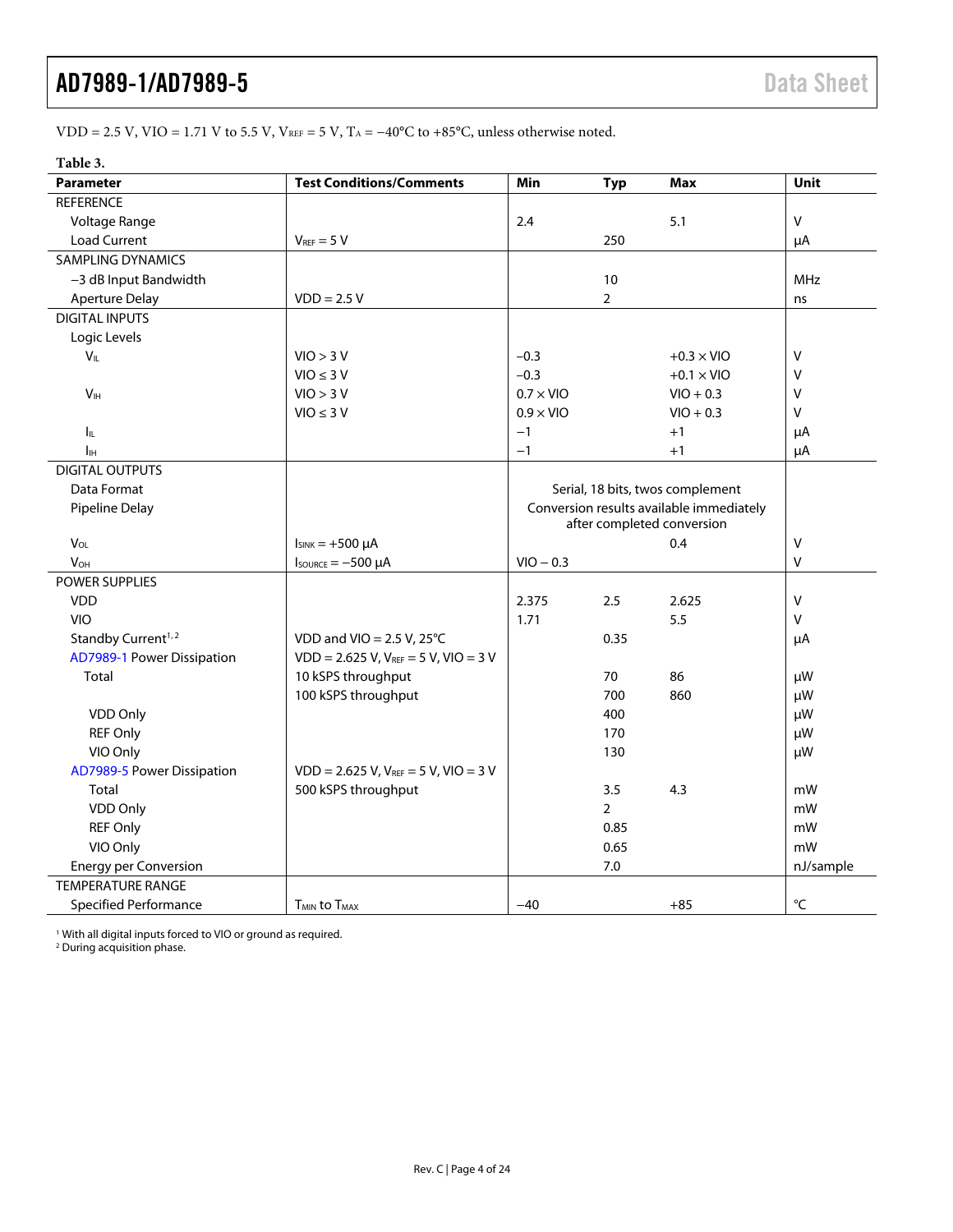VDD = 2.5 V, VIO = 1.71 V to 5.5 V, $V_{REF}$ = 5 V, $T_A$ = −40°C to +85°C, unless otherwise noted.

**Table 3.**

| Parameter | Test Conditions/Comments | Min | Typ | Max | Unit |
|---|---|---|---|---|---|
| REFERENCE | | | | | |
| Voltage Range | | 2.4 | | 5.1 | V |
| Load Current | $V_{REF}$ = 5 V | | 250 | | μA |
| SAMPLING DYNAMICS | | | | | |
| −3 dB Input Bandwidth | | | 10 | | MHz |
| Aperture Delay | VDD = 2.5 V | | 2 | | ns |
| DIGITAL INPUTS | | | | | |
| Logic Levels | | | | | |
| $V_{IL}$ | VIO > 3 V | −0.3 | | +0.3 × VIO | V |
| | VIO ≤ 3 V | −0.3 | | +0.1 × VIO | V |
| $V_{IH}$ | VIO > 3 V | 0.7 × VIO | | VIO + 0.3 | V |
| | VIO ≤ 3 V | 0.9 × VIO | | VIO + 0.3 | V |
| $I_{IL}$ | | −1 | | +1 | μA |
| $I_{IH}$ | | −1 | | +1 | μA |
| DIGITAL OUTPUTS | | | | | |
| Data Format | | Serial, 18 bits, twos complement | | | |
| Pipeline Delay | | Conversion results available immediately after completed conversion | | | |
| $V_{OL}$ | $I_{SINK}$ = +500 μA | | | 0.4 | V |
| $V_{OH}$ | $I_{SOURCE}$ = −500 μA | VIO − 0.3 | | | V |
| POWER SUPPLIES | | | | | |
| VDD | | 2.375 | 2.5 | 2.625 | V |
| VIO | | 1.71 | | 5.5 | V |
| Standby Current[1, 2] | VDD and VIO = 2.5 V, 25°C | | 0.35 | | μA |
| AD7989-1 Power Dissipation | VDD = 2.625 V, $V_{REF}$ = 5 V, VIO = 3 V | | | | |
| Total | 10 kSPS throughput | | 70 | 86 | μW |
| | 100 kSPS throughput | | 700 | 860 | μW |
| VDD Only | | | 400 | | μW |
| REF Only | | | 170 | | μW |
| VIO Only | | | 130 | | μW |
| AD7989-5 Power Dissipation | VDD = 2.625 V, $V_{REF}$ = 5 V, VIO = 3 V | | | | |
| Total | 500 kSPS throughput | | 3.5 | 4.3 | mW |
| VDD Only | | | 2 | | mW |
| REF Only | | | 0.85 | | mW |
| VIO Only | | | 0.65 | | mW |
| Energy per Conversion | | | 7.0 | | nJ/sample |
| TEMPERATURE RANGE | | | | | |
| Specified Performance | $T_{MIN}$ to $T_{MAX}$ | −40 | | +85 | °C |

[1] With all digital inputs forced to VIO or ground as required.
[2] During acquisition phase.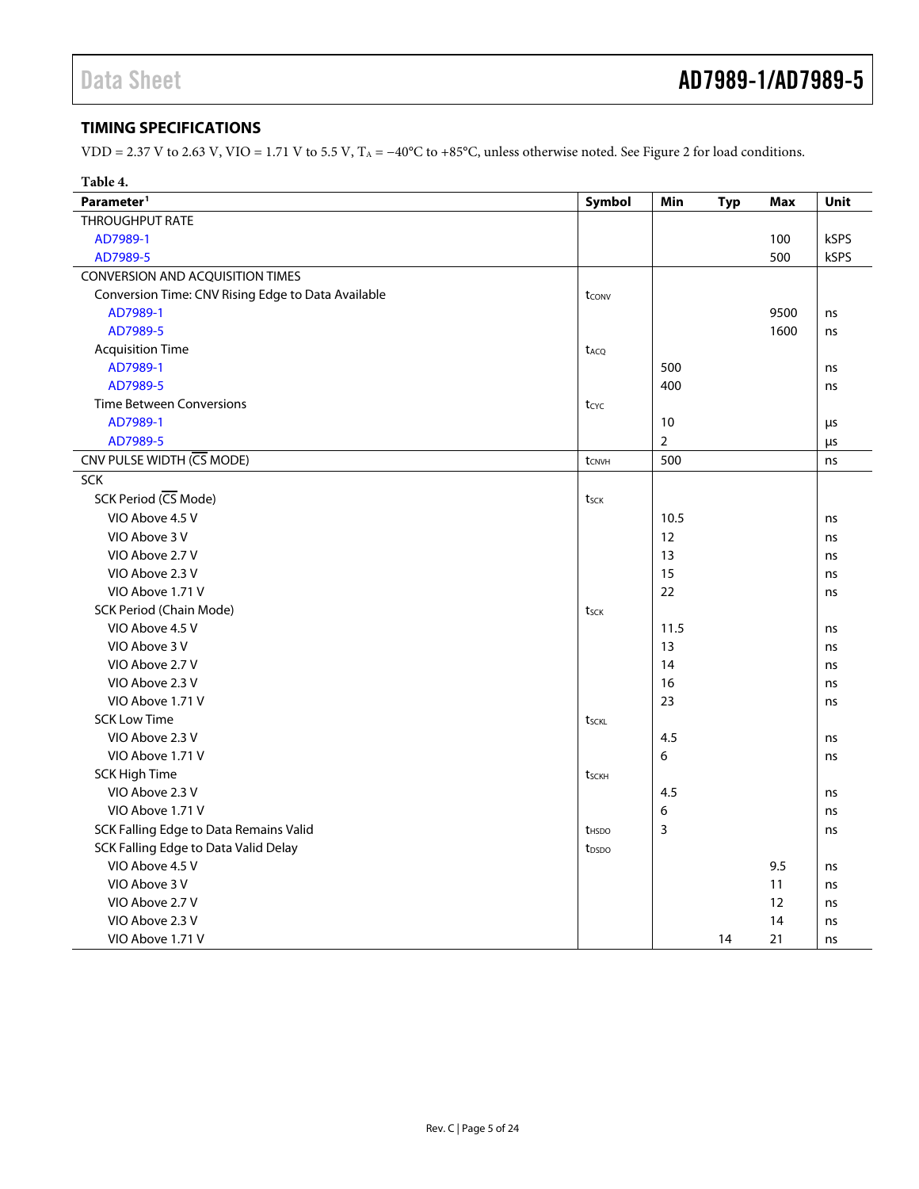## TIMING SPECIFICATIONS

VDD = 2.37 V to 2.63 V, VIO = 1.71 V to 5.5 V, $T_A$ = −40°C to +85°C, unless otherwise noted. See Figure 2 for load conditions.

**Table 4.**

| Parameter[1] | Symbol | Min | Typ | Max | Unit |
|---|---|---|---|---|---|
| THROUGHPUT RATE | | | | | |
| AD7989-1 | | | | 100 | kSPS |
| AD7989-5 | | | | 500 | kSPS |
| CONVERSION AND ACQUISITION TIMES | | | | | |
| Conversion Time: CNV Rising Edge to Data Available | $t_{CONV}$ | | | | |
| AD7989-1 | | | | 9500 | ns |
| AD7989-5 | | | | 1600 | ns |
| Acquisition Time | $t_{ACQ}$ | | | | |
| AD7989-1 | | 500 | | | ns |
| AD7989-5 | | 400 | | | ns |
| Time Between Conversions | $t_{CYC}$ | | | | |
| AD7989-1 | | 10 | | | µs |
| AD7989-5 | | 2 | | | µs |
| CNV PULSE WIDTH ($\overline{CS}$ MODE) | $t_{CNVH}$ | 500 | | | ns |
| SCK | | | | | |
| SCK Period ($\overline{CS}$ Mode) | $t_{SCK}$ | | | | |
| VIO Above 4.5 V | | 10.5 | | | ns |
| VIO Above 3 V | | 12 | | | ns |
| VIO Above 2.7 V | | 13 | | | ns |
| VIO Above 2.3 V | | 15 | | | ns |
| VIO Above 1.71 V | | 22 | | | ns |
| SCK Period (Chain Mode) | $t_{SCK}$ | | | | |
| VIO Above 4.5 V | | 11.5 | | | ns |
| VIO Above 3 V | | 13 | | | ns |
| VIO Above 2.7 V | | 14 | | | ns |
| VIO Above 2.3 V | | 16 | | | ns |
| VIO Above 1.71 V | | 23 | | | ns |
| SCK Low Time | $t_{SCKL}$ | | | | |
| VIO Above 2.3 V | | 4.5 | | | ns |
| VIO Above 1.71 V | | 6 | | | ns |
| SCK High Time | $t_{SCKH}$ | | | | |
| VIO Above 2.3 V | | 4.5 | | | ns |
| VIO Above 1.71 V | | 6 | | | ns |
| SCK Falling Edge to Data Remains Valid | $t_{HSDO}$ | 3 | | | ns |
| SCK Falling Edge to Data Valid Delay | $t_{DSDO}$ | | | | |
| VIO Above 4.5 V | | | | 9.5 | ns |
| VIO Above 3 V | | | | 11 | ns |
| VIO Above 2.7 V | | | | 12 | ns |
| VIO Above 2.3 V | | | | 14 | ns |
| VIO Above 1.71 V | | | 14 | 21 | ns |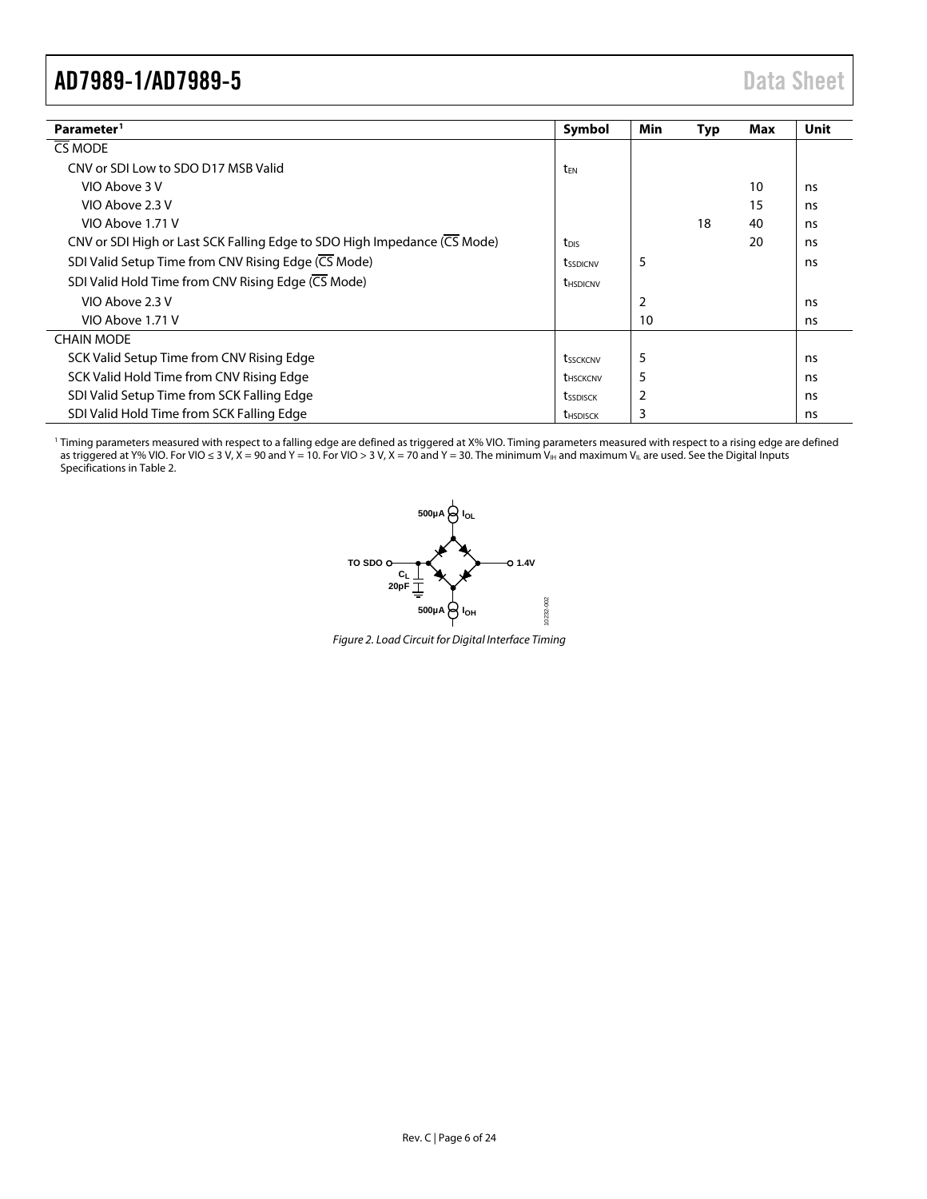| Parameter[1] | Symbol | Min | Typ | Max | Unit |
|---|---|---|---|---|---|
| $\overline{CS}$ MODE | | | | | |
| CNV or SDI Low to SDO D17 MSB Valid | $t_{EN}$ | | | | |
| VIO Above 3 V | | | | 10 | ns |
| VIO Above 2.3 V | | | | 15 | ns |
| VIO Above 1.71 V | | | 18 | 40 | ns |
| CNV or SDI High or Last SCK Falling Edge to SDO High Impedance ($\overline{CS}$ Mode) | $t_{DIS}$ | | | 20 | ns |
| SDI Valid Setup Time from CNV Rising Edge ($\overline{CS}$ Mode) | $t_{SSDICNV}$ | 5 | | | ns |
| SDI Valid Hold Time from CNV Rising Edge ($\overline{CS}$ Mode) | $t_{HSDICNV}$ | | | | |
| VIO Above 2.3 V | | 2 | | | ns |
| VIO Above 1.71 V | | 10 | | | ns |
| CHAIN MODE | | | | | |
| SCK Valid Setup Time from CNV Rising Edge | $t_{SSCKCNV}$ | 5 | | | ns |
| SCK Valid Hold Time from CNV Rising Edge | $t_{HSCKCNV}$ | 5 | | | ns |
| SDI Valid Setup Time from SCK Falling Edge | $t_{SSDISCK}$ | 2 | | | ns |
| SDI Valid Hold Time from SCK Falling Edge | $t_{HSDISCK}$ | 3 | | | ns |

[1] Timing parameters measured with respect to a falling edge are defined as triggered at X% VIO. Timing parameters measured with respect to a rising edge are defined as triggered at Y% VIO. For VIO ≤ 3 V, X = 90 and Y = 10. For VIO > 3 V, X = 70 and Y = 30. The minimum $V_{IH}$ and maximum $V_{IL}$ are used. See the Digital Inputs Specifications in Table 2.

*Figure 2. Load Circuit for Digital Interface Timing*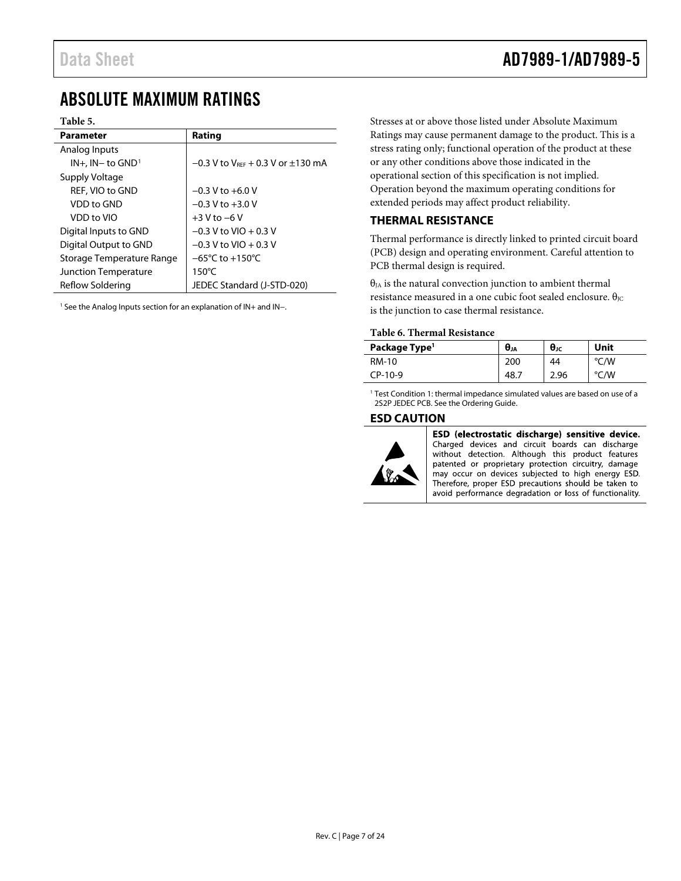# ABSOLUTE MAXIMUM RATINGS

**Table 5.**

| Parameter | Rating |
|---|---|
| Analog Inputs | |
| IN+, IN− to GND[1] | −0.3 V to $V_{REF}$ + 0.3 V or ±130 mA |
| Supply Voltage | |
| REF, VIO to GND | −0.3 V to +6.0 V |
| VDD to GND | −0.3 V to +3.0 V |
| VDD to VIO | +3 V to −6 V |
| Digital Inputs to GND | −0.3 V to VIO + 0.3 V |
| Digital Output to GND | −0.3 V to VIO + 0.3 V |
| Storage Temperature Range | −65°C to +150°C |
| Junction Temperature | 150°C |
| Reflow Soldering | JEDEC Standard (J-STD-020) |

[1] See the Analog Inputs section for an explanation of IN+ and IN−.

Stresses at or above those listed under Absolute Maximum Ratings may cause permanent damage to the product. This is a stress rating only; functional operation of the product at these or any other conditions above those indicated in the operational section of this specification is not implied. Operation beyond the maximum operating conditions for extended periods may affect product reliability.

## THERMAL RESISTANCE

Thermal performance is directly linked to printed circuit board (PCB) design and operating environment. Careful attention to PCB thermal design is required.

$\theta_{JA}$ is the natural convection junction to ambient thermal resistance measured in a one cubic foot sealed enclosure. $\theta_{JC}$ is the junction to case thermal resistance.

**Table 6. Thermal Resistance**

| Package Type[1] | $\theta_{JA}$ | $\theta_{JC}$ | Unit |
|---|---|---|---|
| RM-10 | 200 | 44 | °C/W |
| CP-10-9 | 48.7 | 2.96 | °C/W |

[1] Test Condition 1: thermal impedance simulated values are based on use of a 2S2P JEDEC PCB. See the Ordering Guide.

## ESD CAUTION

**ESD (electrostatic discharge) sensitive device.** Charged devices and circuit boards can discharge without detection. Although this product features patented or proprietary protection circuitry, damage may occur on devices subjected to high energy ESD. Therefore, proper ESD precautions should be taken to avoid performance degradation or loss of functionality.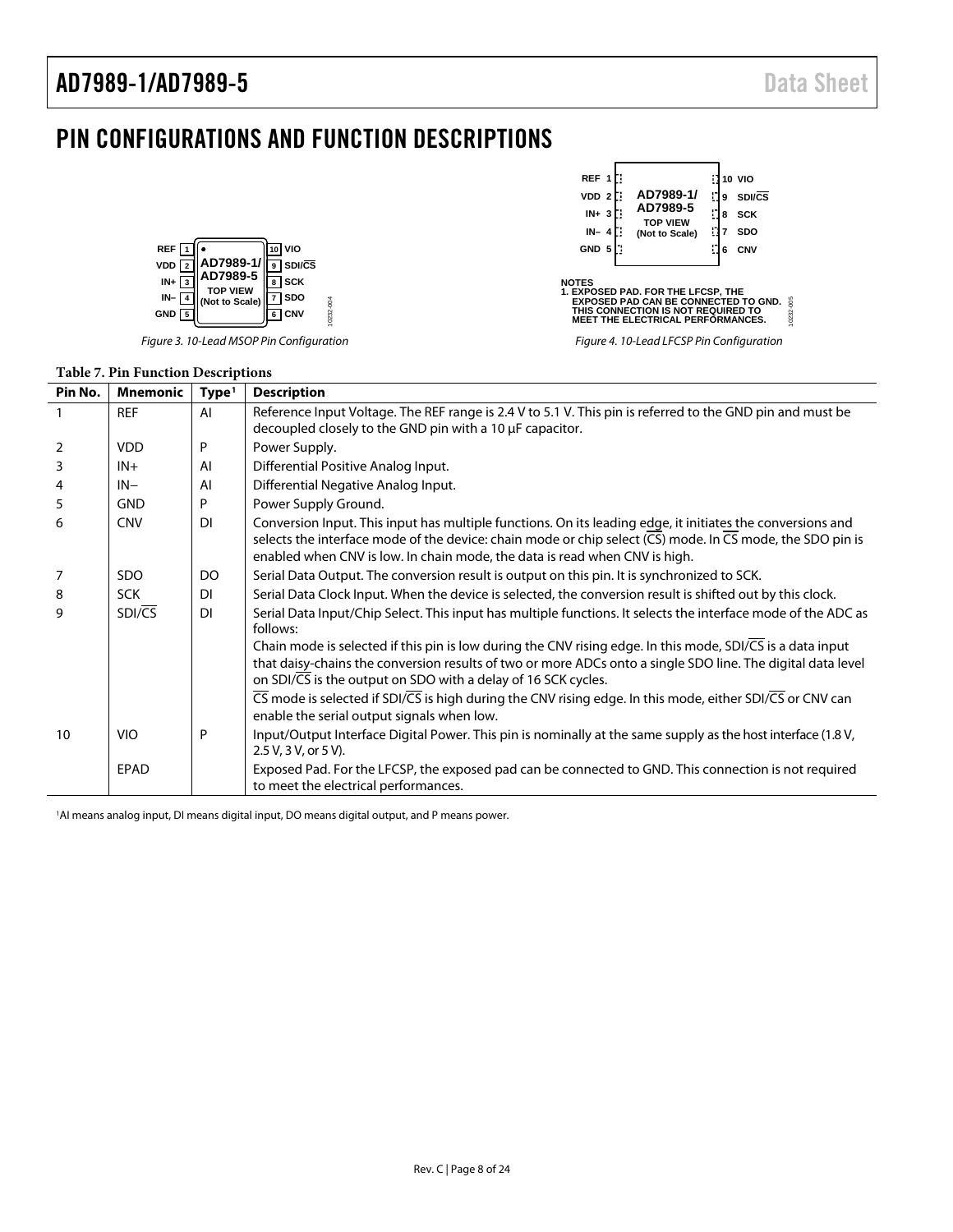# PIN CONFIGURATIONS AND FUNCTION DESCRIPTIONS

Figure 3. 10-Lead MSOP Pin Configuration

NOTES
1. EXPOSED PAD. FOR THE LFCSP, THE EXPOSED PAD CAN BE CONNECTED TO GND. THIS CONNECTION IS NOT REQUIRED TO MEET THE ELECTRICAL PERFORMANCES.

Figure 4. 10-Lead LFCSP Pin Configuration

**Table 7. Pin Function Descriptions**

| Pin No. | Mnemonic | Type[1] | Description |
|---|---|---|---|
| 1 | REF | AI | Reference Input Voltage. The REF range is 2.4 V to 5.1 V. This pin is referred to the GND pin and must be decoupled closely to the GND pin with a 10 µF capacitor. |
| 2 | VDD | P | Power Supply. |
| 3 | IN+ | AI | Differential Positive Analog Input. |
| 4 | IN− | AI | Differential Negative Analog Input. |
| 5 | GND | P | Power Supply Ground. |
| 6 | CNV | DI | Conversion Input. This input has multiple functions. On its leading edge, it initiates the conversions and selects the interface mode of the device: chain mode or chip select ($\overline{CS}$) mode. In $\overline{CS}$ mode, the SDO pin is enabled when CNV is low. In chain mode, the data is read when CNV is high. |
| 7 | SDO | DO | Serial Data Output. The conversion result is output on this pin. It is synchronized to SCK. |
| 8 | SCK | DI | Serial Data Clock Input. When the device is selected, the conversion result is shifted out by this clock. |
| 9 | SDI/$\overline{CS}$ | DI | Serial Data Input/Chip Select. This input has multiple functions. It selects the interface mode of the ADC as follows: Chain mode is selected if this pin is low during the CNV rising edge. In this mode, SDI/$\overline{CS}$ is a data input that daisy-chains the conversion results of two or more ADCs onto a single SDO line. The digital data level on SDI/$\overline{CS}$ is the output on SDO with a delay of 16 SCK cycles. $\overline{CS}$ mode is selected if SDI/$\overline{CS}$ is high during the CNV rising edge. In this mode, either SDI/$\overline{CS}$ or CNV can enable the serial output signals when low. |
| 10 | VIO | P | Input/Output Interface Digital Power. This pin is nominally at the same supply as the host interface (1.8 V, 2.5 V, 3 V, or 5 V). |
| | EPAD | | Exposed Pad. For the LFCSP, the exposed pad can be connected to GND. This connection is not required to meet the electrical performances. |

[1] AI means analog input, DI means digital input, DO means digital output, and P means power.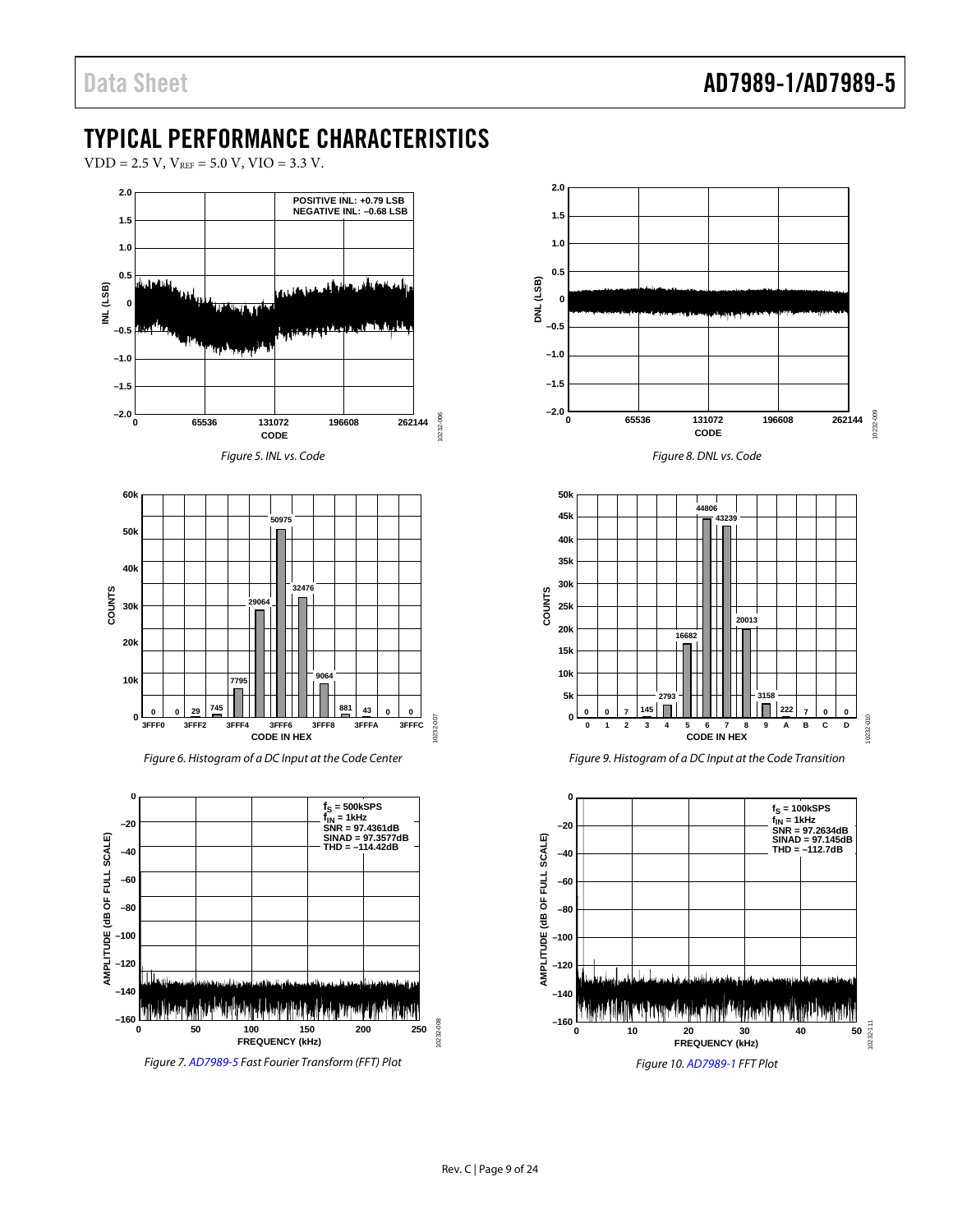# TYPICAL PERFORMANCE CHARACTERISTICS

VDD = 2.5 V, $V_{REF}$ = 5.0 V, VIO = 3.3 V.

*Figure 5. INL vs. Code*

*Figure 6. Histogram of a DC Input at the Code Center*

*Figure 7. AD7989-5 Fast Fourier Transform (FFT) Plot*

*Figure 8. DNL vs. Code*

*Figure 9. Histogram of a DC Input at the Code Transition*

*Figure 10. AD7989-1 FFT Plot*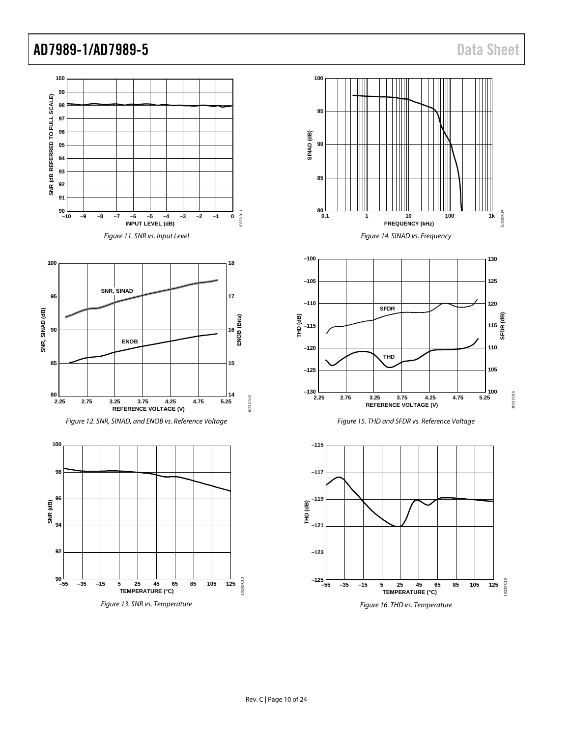Figure 11. SNR vs. Input Level

Figure 14. SINAD vs. Frequency

Figure 12. SNR, SINAD, and ENOB vs. Reference Voltage

Figure 15. THD and SFDR vs. Reference Voltage

Figure 13. SNR vs. Temperature

Figure 16. THD vs. Temperature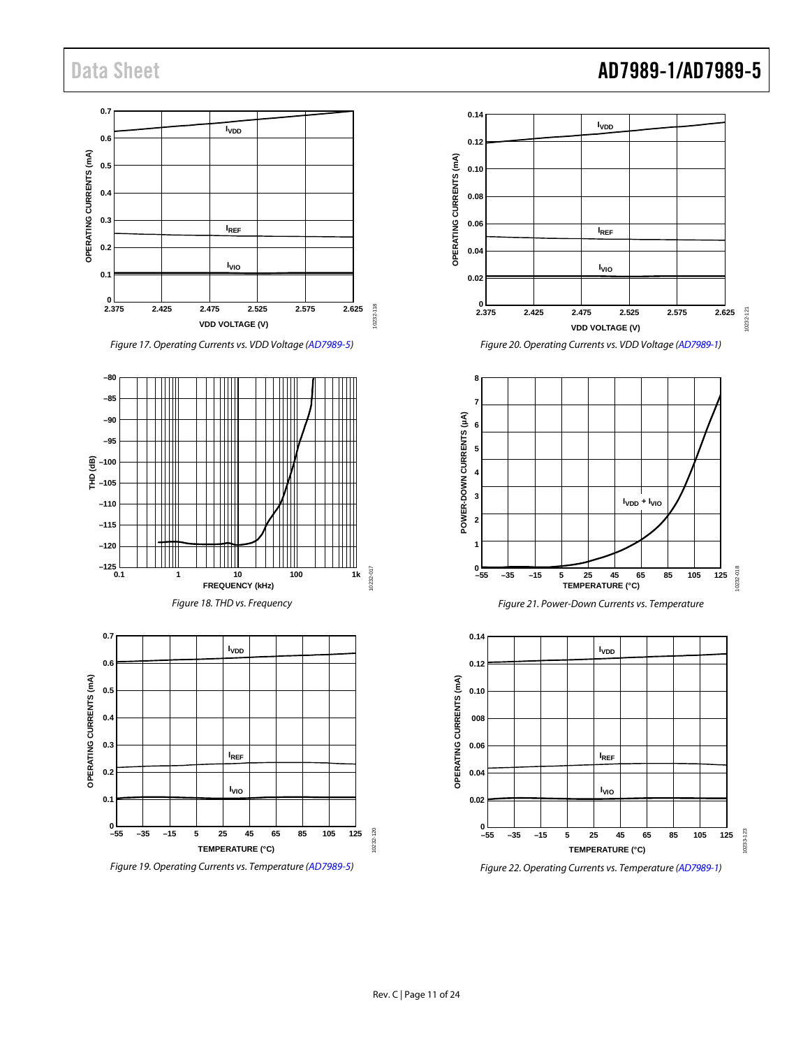Figure 17. Operating Currents vs. VDD Voltage (AD7989-5)

Figure 18. THD vs. Frequency

Figure 19. Operating Currents vs. Temperature (AD7989-5)

Figure 20. Operating Currents vs. VDD Voltage (AD7989-1)

Figure 21. Power-Down Currents vs. Temperature

Figure 22. Operating Currents vs. Temperature (AD7989-1)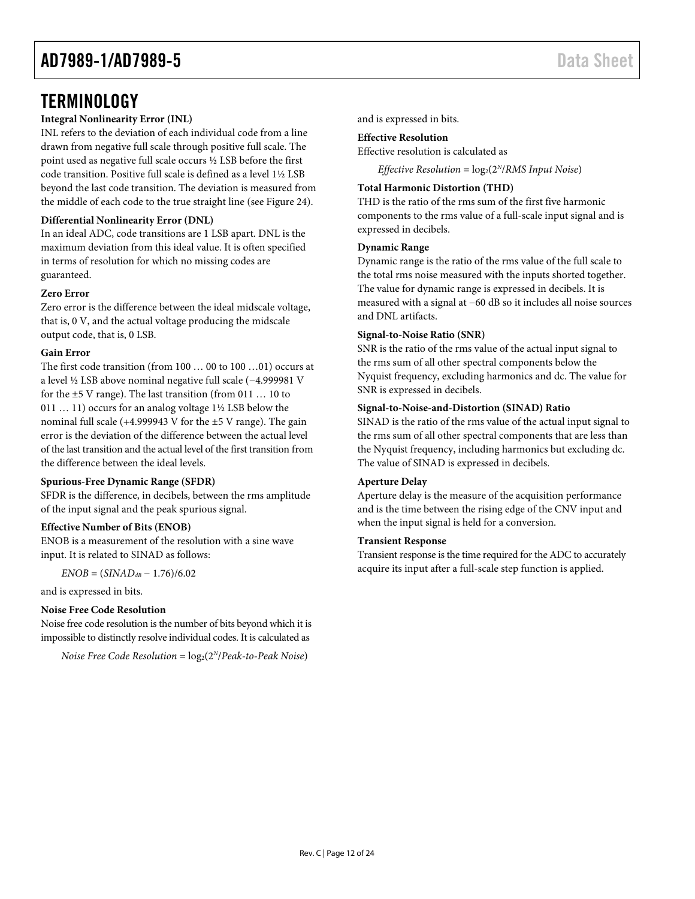# TERMINOLOGY

**Integral Nonlinearity Error (INL)**

INL refers to the deviation of each individual code from a line drawn from negative full scale through positive full scale. The point used as negative full scale occurs ½ LSB before the first code transition. Positive full scale is defined as a level 1½ LSB beyond the last code transition. The deviation is measured from the middle of each code to the true straight line (see Figure 24).

**Differential Nonlinearity Error (DNL)**

In an ideal ADC, code transitions are 1 LSB apart. DNL is the maximum deviation from this ideal value. It is often specified in terms of resolution for which no missing codes are guaranteed.

**Zero Error**

Zero error is the difference between the ideal midscale voltage, that is, 0 V, and the actual voltage producing the midscale output code, that is, 0 LSB.

**Gain Error**

The first code transition (from 100 … 00 to 100 …01) occurs at a level ½ LSB above nominal negative full scale (−4.999981 V for the ±5 V range). The last transition (from 011 … 10 to 011 … 11) occurs for an analog voltage 1½ LSB below the nominal full scale (+4.999943 V for the ±5 V range). The gain error is the deviation of the difference between the actual level of the last transition and the actual level of the first transition from the difference between the ideal levels.

**Spurious-Free Dynamic Range (SFDR)**

SFDR is the difference, in decibels, between the rms amplitude of the input signal and the peak spurious signal.

**Effective Number of Bits (ENOB)**

ENOB is a measurement of the resolution with a sine wave input. It is related to SINAD as follows:

$$ENOB = (SINAD_{dB} - 1.76)/6.02$$

and is expressed in bits.

**Noise Free Code Resolution**

Noise free code resolution is the number of bits beyond which it is impossible to distinctly resolve individual codes. It is calculated as

$$Noise\ Free\ Code\ Resolution = \log_2(2^N/Peak\text{-}to\text{-}Peak\ Noise)$$

and is expressed in bits.

**Effective Resolution**

Effective resolution is calculated as

$$Effective\ Resolution = \log_2(2^N/RMS\ Input\ Noise)$$

**Total Harmonic Distortion (THD)**

THD is the ratio of the rms sum of the first five harmonic components to the rms value of a full-scale input signal and is expressed in decibels.

**Dynamic Range**

Dynamic range is the ratio of the rms value of the full scale to the total rms noise measured with the inputs shorted together. The value for dynamic range is expressed in decibels. It is measured with a signal at −60 dB so it includes all noise sources and DNL artifacts.

**Signal-to-Noise Ratio (SNR)**

SNR is the ratio of the rms value of the actual input signal to the rms sum of all other spectral components below the Nyquist frequency, excluding harmonics and dc. The value for SNR is expressed in decibels.

**Signal-to-Noise-and-Distortion (SINAD) Ratio**

SINAD is the ratio of the rms value of the actual input signal to the rms sum of all other spectral components that are less than the Nyquist frequency, including harmonics but excluding dc. The value of SINAD is expressed in decibels.

**Aperture Delay**

Aperture delay is the measure of the acquisition performance and is the time between the rising edge of the CNV input and when the input signal is held for a conversion.

**Transient Response**

Transient response is the time required for the ADC to accurately acquire its input after a full-scale step function is applied.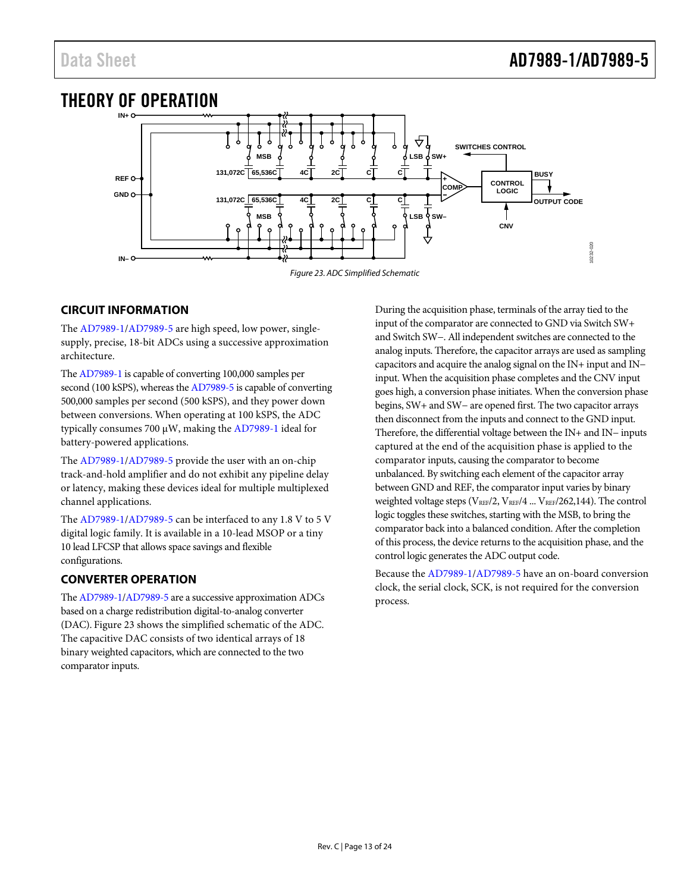# THEORY OF OPERATION

Figure 23. ADC Simplified Schematic

## CIRCUIT INFORMATION

The AD7989-1/AD7989-5 are high speed, low power, single-supply, precise, 18-bit ADCs using a successive approximation architecture.

The AD7989-1 is capable of converting 100,000 samples per second (100 kSPS), whereas the AD7989-5 is capable of converting 500,000 samples per second (500 kSPS), and they power down between conversions. When operating at 100 kSPS, the ADC typically consumes 700 µW, making the AD7989-1 ideal for battery-powered applications.

The AD7989-1/AD7989-5 provide the user with an on-chip track-and-hold amplifier and do not exhibit any pipeline delay or latency, making these devices ideal for multiple multiplexed channel applications.

The AD7989-1/AD7989-5 can be interfaced to any 1.8 V to 5 V digital logic family. It is available in a 10-lead MSOP or a tiny 10 lead LFCSP that allows space savings and flexible configurations.

## CONVERTER OPERATION

The AD7989-1/AD7989-5 are a successive approximation ADCs based on a charge redistribution digital-to-analog converter (DAC). Figure 23 shows the simplified schematic of the ADC. The capacitive DAC consists of two identical arrays of 18 binary weighted capacitors, which are connected to the two comparator inputs.

During the acquisition phase, terminals of the array tied to the input of the comparator are connected to GND via Switch SW+ and Switch SW−. All independent switches are connected to the analog inputs. Therefore, the capacitor arrays are used as sampling capacitors and acquire the analog signal on the IN+ input and IN− input. When the acquisition phase completes and the CNV input goes high, a conversion phase initiates. When the conversion phase begins, SW+ and SW− are opened first. The two capacitor arrays then disconnect from the inputs and connect to the GND input. Therefore, the differential voltage between the IN+ and IN− inputs captured at the end of the acquisition phase is applied to the comparator inputs, causing the comparator to become unbalanced. By switching each element of the capacitor array between GND and REF, the comparator input varies by binary weighted voltage steps ($V_{REF}/2$, $V_{REF}/4$ ... $V_{REF}/262,144$). The control logic toggles these switches, starting with the MSB, to bring the comparator back into a balanced condition. After the completion of this process, the device returns to the acquisition phase, and the control logic generates the ADC output code.

Because the AD7989-1/AD7989-5 have an on-board conversion clock, the serial clock, SCK, is not required for the conversion process.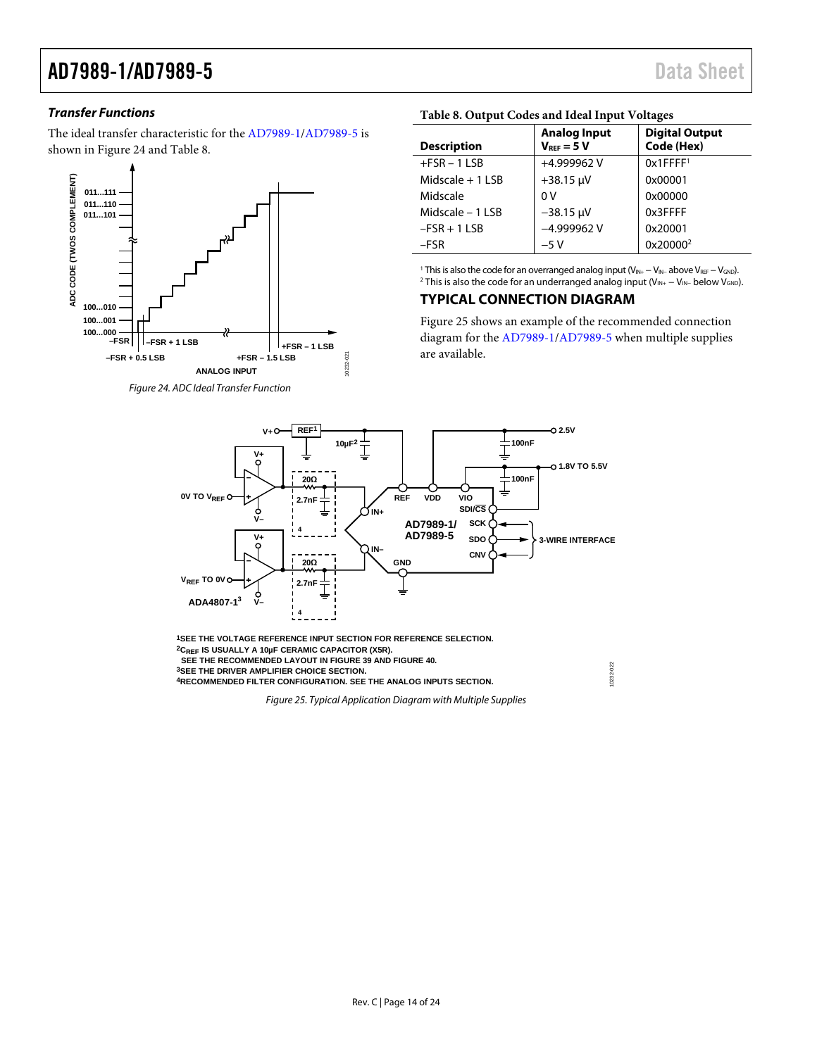### *Transfer Functions*

The ideal transfer characteristic for the AD7989-1/AD7989-5 is shown in Figure 24 and Table 8.

*Figure 24. ADC Ideal Transfer Function*

**Table 8. Output Codes and Ideal Input Voltages**

| Description | Analog Input $V_{REF}$ = 5 V | Digital Output Code (Hex) |
|---|---|---|
| +FSR − 1 LSB | +4.999962 V | 0x1FFFF[1] |
| Midscale + 1 LSB | +38.15 µV | 0x00001 |
| Midscale | 0 V | 0x00000 |
| Midscale − 1 LSB | −38.15 µV | 0x3FFFF |
| −FSR + 1 LSB | −4.999962 V | 0x20001 |
| −FSR | −5 V | 0x20000[2] |

[1] This is also the code for an overranged analog input ($V_{IN+} − V_{IN−}$ above $V_{REF} − V_{GND}$).
[2] This is also the code for an underranged analog input ($V_{IN+} − V_{IN−}$ below $V_{GND}$).

## TYPICAL CONNECTION DIAGRAM

Figure 25 shows an example of the recommended connection diagram for the AD7989-1/AD7989-5 when multiple supplies are available.

[1]SEE THE VOLTAGE REFERENCE INPUT SECTION FOR REFERENCE SELECTION.
[2]$C_{REF}$ IS USUALLY A 10µF CERAMIC CAPACITOR (X5R).
SEE THE RECOMMENDED LAYOUT IN FIGURE 39 AND FIGURE 40.
[3]SEE THE DRIVER AMPLIFIER CHOICE SECTION.
[4]RECOMMENDED FILTER CONFIGURATION. SEE THE ANALOG INPUTS SECTION.

*Figure 25. Typical Application Diagram with Multiple Supplies*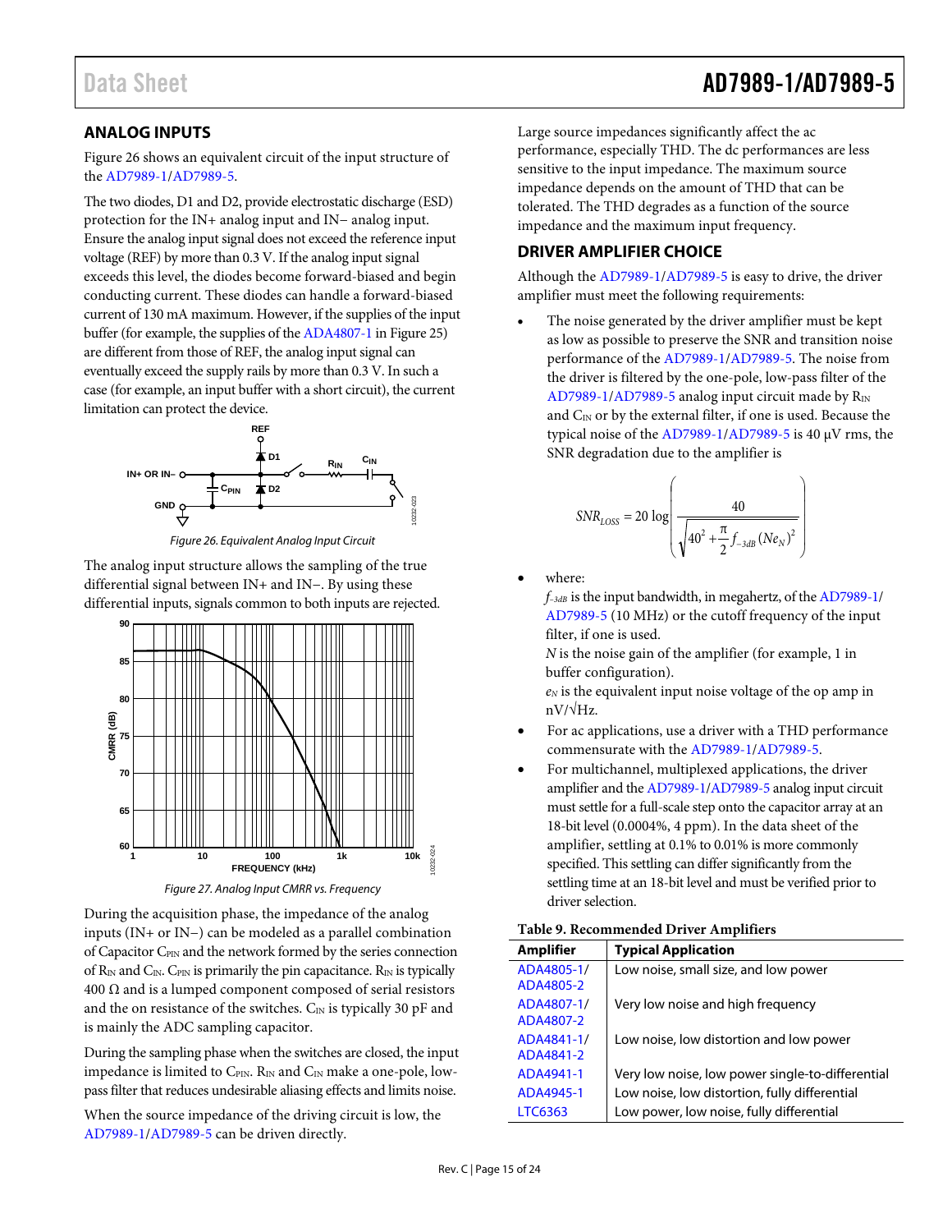## ANALOG INPUTS

Figure 26 shows an equivalent circuit of the input structure of the AD7989-1/AD7989-5.

The two diodes, D1 and D2, provide electrostatic discharge (ESD) protection for the IN+ analog input and IN− analog input. Ensure the analog input signal does not exceed the reference input voltage (REF) by more than 0.3 V. If the analog input signal exceeds this level, the diodes become forward-biased and begin conducting current. These diodes can handle a forward-biased current of 130 mA maximum. However, if the supplies of the input buffer (for example, the supplies of the ADA4807-1 in Figure 25) are different from those of REF, the analog input signal can eventually exceed the supply rails by more than 0.3 V. In such a case (for example, an input buffer with a short circuit), the current limitation can protect the device.

*Figure 26. Equivalent Analog Input Circuit*

The analog input structure allows the sampling of the true differential signal between IN+ and IN−. By using these differential inputs, signals common to both inputs are rejected.

*Figure 27. Analog Input CMRR vs. Frequency*

During the acquisition phase, the impedance of the analog inputs (IN+ or IN−) can be modeled as a parallel combination of Capacitor $C_{PIN}$ and the network formed by the series connection of $R_{IN}$ and $C_{IN}$. $C_{PIN}$ is primarily the pin capacitance. $R_{IN}$ is typically 400 Ω and is a lumped component composed of serial resistors and the on resistance of the switches. $C_{IN}$ is typically 30 pF and is mainly the ADC sampling capacitor.

During the sampling phase when the switches are closed, the input impedance is limited to $C_{PIN}$. $R_{IN}$ and $C_{IN}$ make a one-pole, low-pass filter that reduces undesirable aliasing effects and limits noise.

When the source impedance of the driving circuit is low, the AD7989-1/AD7989-5 can be driven directly.

Large source impedances significantly affect the ac performance, especially THD. The dc performances are less sensitive to the input impedance. The maximum source impedance depends on the amount of THD that can be tolerated. The THD degrades as a function of the source impedance and the maximum input frequency.

## DRIVER AMPLIFIER CHOICE

Although the AD7989-1/AD7989-5 is easy to drive, the driver amplifier must meet the following requirements:

- The noise generated by the driver amplifier must be kept as low as possible to preserve the SNR and transition noise performance of the AD7989-1/AD7989-5. The noise from the driver is filtered by the one-pole, low-pass filter of the AD7989-1/AD7989-5 analog input circuit made by $R_{IN}$ and $C_{IN}$ or by the external filter, if one is used. Because the typical noise of the AD7989-1/AD7989-5 is 40 µV rms, the SNR degradation due to the amplifier is

$$SNR_{LOSS} = 20\log\left(\frac{40}{\sqrt{40^2 + \frac{\pi}{2} f_{-3dB} (Ne_N)^2}}\right)$$

- where:
  $f_{-3dB}$ is the input bandwidth, in megahertz, of the AD7989-1/AD7989-5 (10 MHz) or the cutoff frequency of the input filter, if one is used.
  $N$ is the noise gain of the amplifier (for example, 1 in buffer configuration).
  $e_N$ is the equivalent input noise voltage of the op amp in nV/√Hz.
- For ac applications, use a driver with a THD performance commensurate with the AD7989-1/AD7989-5.
- For multichannel, multiplexed applications, the driver amplifier and the AD7989-1/AD7989-5 analog input circuit must settle for a full-scale step onto the capacitor array at an 18-bit level (0.0004%, 4 ppm). In the data sheet of the amplifier, settling at 0.1% to 0.01% is more commonly specified. This settling can differ significantly from the settling time at an 18-bit level and must be verified prior to driver selection.

**Table 9. Recommended Driver Amplifiers**

| Amplifier | Typical Application |
|---|---|
| ADA4805-1/ ADA4805-2 | Low noise, small size, and low power |
| ADA4807-1/ ADA4807-2 | Very low noise and high frequency |
| ADA4841-1/ ADA4841-2 | Low noise, low distortion and low power |
| ADA4941-1 | Very low noise, low power single-to-differential |
| ADA4945-1 | Low noise, low distortion, fully differential |
| LTC6363 | Low power, low noise, fully differential |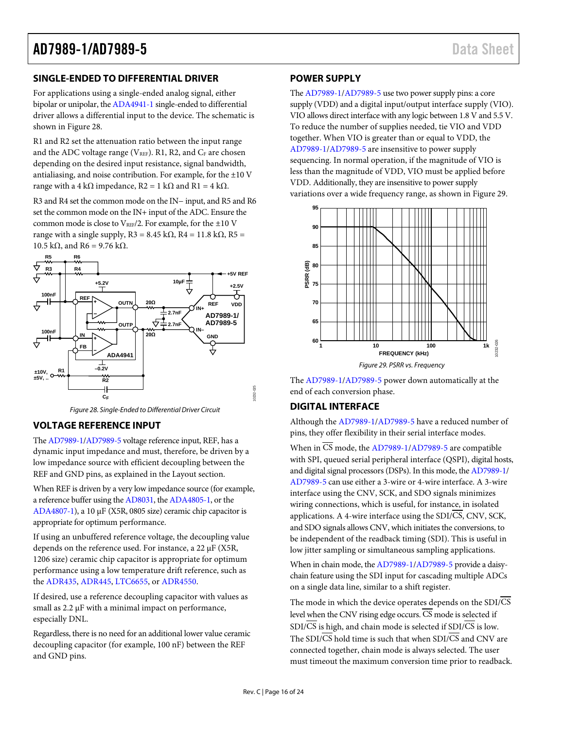## SINGLE-ENDED TO DIFFERENTIAL DRIVER

For applications using a single-ended analog signal, either bipolar or unipolar, the ADA4941-1 single-ended to differential driver allows a differential input to the device. The schematic is shown in Figure 28.

R1 and R2 set the attenuation ratio between the input range and the ADC voltage range ($V_{REF}$). R1, R2, and $C_F$ are chosen depending on the desired input resistance, signal bandwidth, antialiasing, and noise contribution. For example, for the ±10 V range with a 4 kΩ impedance, R2 = 1 kΩ and R1 = 4 kΩ.

R3 and R4 set the common mode on the IN− input, and R5 and R6 set the common mode on the IN+ input of the ADC. Ensure the common mode is close to $V_{REF}/2$. For example, for the ±10 V range with a single supply, R3 = 8.45 kΩ, R4 = 11.8 kΩ, R5 = 10.5 kΩ, and R6 = 9.76 kΩ.

*Figure 28. Single-Ended to Differential Driver Circuit*

## VOLTAGE REFERENCE INPUT

The AD7989-1/AD7989-5 voltage reference input, REF, has a dynamic input impedance and must, therefore, be driven by a low impedance source with efficient decoupling between the REF and GND pins, as explained in the Layout section.

When REF is driven by a very low impedance source (for example, a reference buffer using the AD8031, the ADA4805-1, or the ADA4807-1), a 10 µF (X5R, 0805 size) ceramic chip capacitor is appropriate for optimum performance.

If using an unbuffered reference voltage, the decoupling value depends on the reference used. For instance, a 22 µF (X5R, 1206 size) ceramic chip capacitor is appropriate for optimum performance using a low temperature drift reference, such as the ADR435, ADR445, LTC6655, or ADR4550.

If desired, use a reference decoupling capacitor with values as small as 2.2 µF with a minimal impact on performance, especially DNL.

Regardless, there is no need for an additional lower value ceramic decoupling capacitor (for example, 100 nF) between the REF and GND pins.

## POWER SUPPLY

The AD7989-1/AD7989-5 use two power supply pins: a core supply (VDD) and a digital input/output interface supply (VIO). VIO allows direct interface with any logic between 1.8 V and 5.5 V. To reduce the number of supplies needed, tie VIO and VDD together. When VIO is greater than or equal to VDD, the AD7989-1/AD7989-5 are insensitive to power supply sequencing. In normal operation, if the magnitude of VIO is less than the magnitude of VDD, VIO must be applied before VDD. Additionally, they are insensitive to power supply variations over a wide frequency range, as shown in Figure 29.

*Figure 29. PSRR vs. Frequency*

The AD7989-1/AD7989-5 power down automatically at the end of each conversion phase.

## DIGITAL INTERFACE

Although the AD7989-1/AD7989-5 have a reduced number of pins, they offer flexibility in their serial interface modes.

When in $\overline{CS}$ mode, the AD7989-1/AD7989-5 are compatible with SPI, queued serial peripheral interface (QSPI), digital hosts, and digital signal processors (DSPs). In this mode, the AD7989-1/AD7989-5 can use either a 3-wire or 4-wire interface. A 3-wire interface using the CNV, SCK, and SDO signals minimizes wiring connections, which is useful, for instance, in isolated applications. A 4-wire interface using the SDI/$\overline{CS}$, CNV, SCK, and SDO signals allows CNV, which initiates the conversions, to be independent of the readback timing (SDI). This is useful in low jitter sampling or simultaneous sampling applications.

When in chain mode, the AD7989-1/AD7989-5 provide a daisy-chain feature using the SDI input for cascading multiple ADCs on a single data line, similar to a shift register.

The mode in which the device operates depends on the SDI/$\overline{CS}$ level when the CNV rising edge occurs. $\overline{CS}$ mode is selected if SDI/$\overline{CS}$ is high, and chain mode is selected if SDI/$\overline{CS}$ is low. The SDI/$\overline{CS}$ hold time is such that when SDI/$\overline{CS}$ and CNV are connected together, chain mode is always selected. The user must timeout the maximum conversion time prior to readback.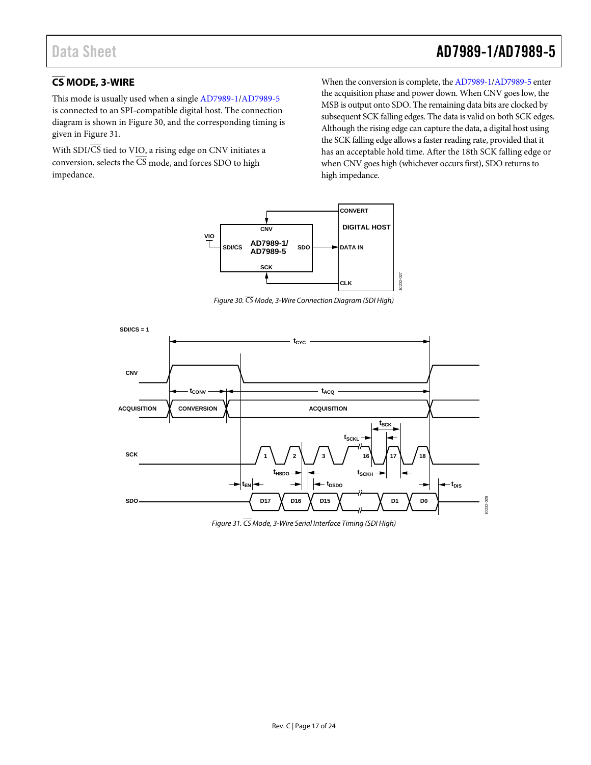## CS MODE, 3-WIRE

This mode is usually used when a single AD7989-1/AD7989-5 is connected to an SPI-compatible digital host. The connection diagram is shown in Figure 30, and the corresponding timing is given in Figure 31.

With SDI/CS tied to VIO, a rising edge on CNV initiates a conversion, selects the CS mode, and forces SDO to high impedance.

When the conversion is complete, the AD7989-1/AD7989-5 enter the acquisition phase and power down. When CNV goes low, the MSB is output onto SDO. The remaining data bits are clocked by subsequent SCK falling edges. The data is valid on both SCK edges. Although the rising edge can capture the data, a digital host using the SCK falling edge allows a faster reading rate, provided that it has an acceptable hold time. After the 18th SCK falling edge or when CNV goes high (whichever occurs first), SDO returns to high impedance.

*Figure 30. CS Mode, 3-Wire Connection Diagram (SDI High)*

*Figure 31. CS Mode, 3-Wire Serial Interface Timing (SDI High)*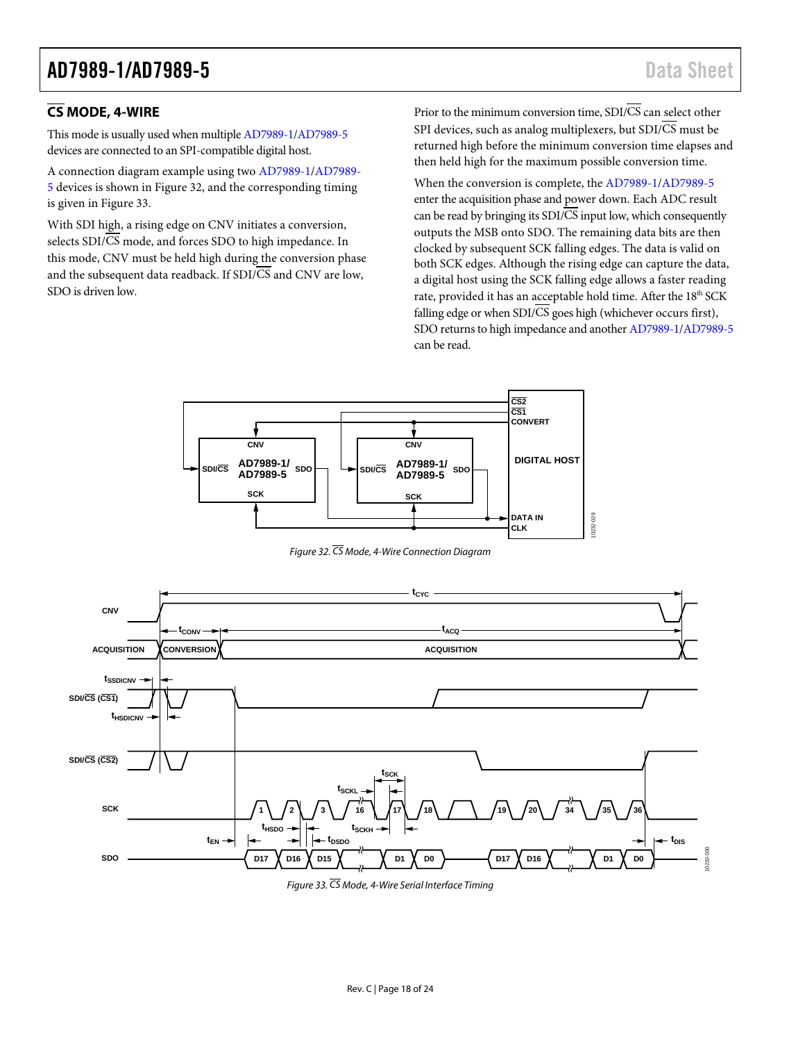## CS MODE, 4-WIRE

This mode is usually used when multiple AD7989-1/AD7989-5 devices are connected to an SPI-compatible digital host.

A connection diagram example using two AD7989-1/AD7989-5 devices is shown in Figure 32, and the corresponding timing is given in Figure 33.

With SDI high, a rising edge on CNV initiates a conversion, selects SDI/CS mode, and forces SDO to high impedance. In this mode, CNV must be held high during the conversion phase and the subsequent data readback. If SDI/CS and CNV are low, SDO is driven low.

Prior to the minimum conversion time, SDI/CS can select other SPI devices, such as analog multiplexers, but SDI/CS must be returned high before the minimum conversion time elapses and then held high for the maximum possible conversion time.

When the conversion is complete, the AD7989-1/AD7989-5 enter the acquisition phase and power down. Each ADC result can be read by bringing its SDI/CS input low, which consequently outputs the MSB onto SDO. The remaining data bits are then clocked by subsequent SCK falling edges. The data is valid on both SCK edges. Although the rising edge can capture the data, a digital host using the SCK falling edge allows a faster reading rate, provided it has an acceptable hold time. After the 18th SCK falling edge or when SDI/CS goes high (whichever occurs first), SDO returns to high impedance and another AD7989-1/AD7989-5 can be read.

*Figure 32. CS Mode, 4-Wire Connection Diagram*

*Figure 33. CS Mode, 4-Wire Serial Interface Timing*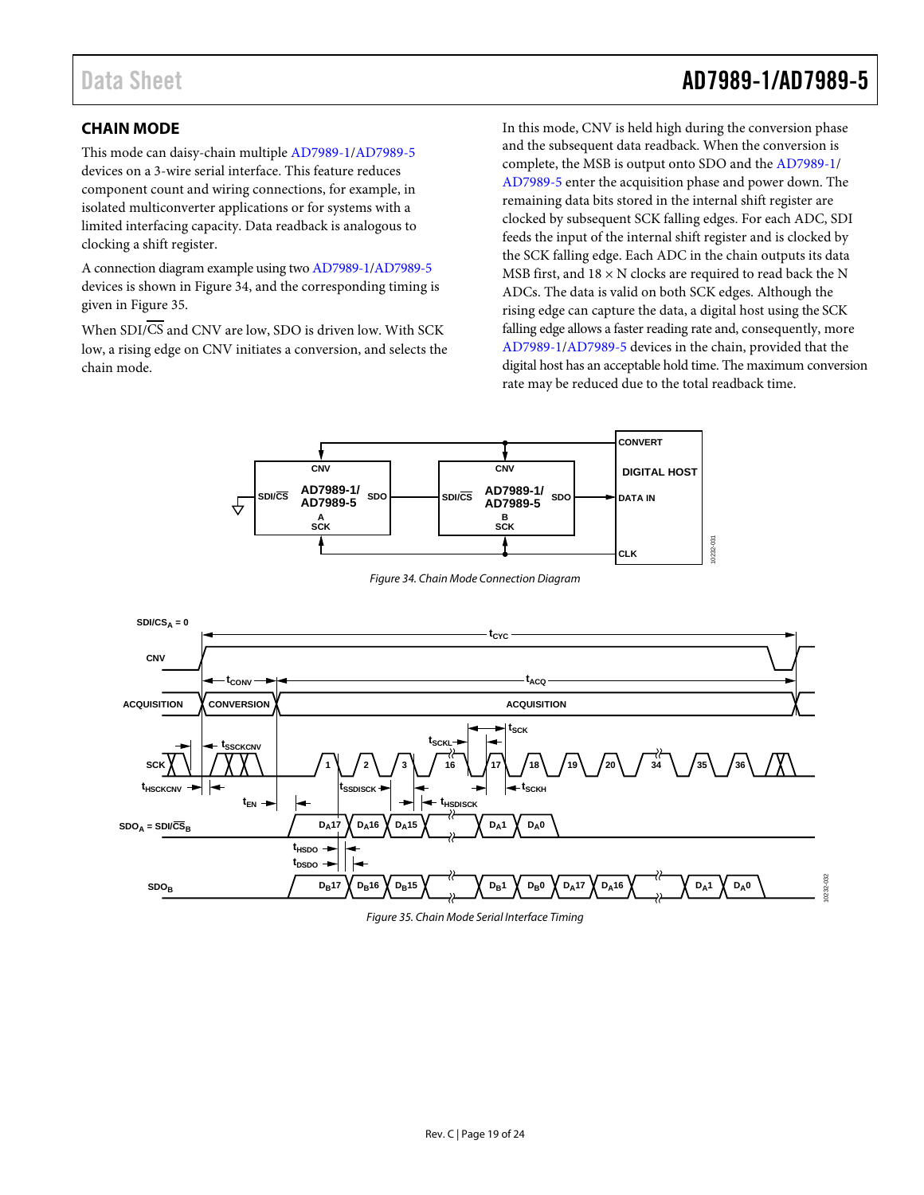## CHAIN MODE

This mode can daisy-chain multiple AD7989-1/AD7989-5 devices on a 3-wire serial interface. This feature reduces component count and wiring connections, for example, in isolated multiconverter applications or for systems with a limited interfacing capacity. Data readback is analogous to clocking a shift register.

A connection diagram example using two AD7989-1/AD7989-5 devices is shown in Figure 34, and the corresponding timing is given in Figure 35.

When SDI/$\overline{CS}$ and CNV are low, SDO is driven low. With SCK low, a rising edge on CNV initiates a conversion, and selects the chain mode.

In this mode, CNV is held high during the conversion phase and the subsequent data readback. When the conversion is complete, the MSB is output onto SDO and the AD7989-1/AD7989-5 enter the acquisition phase and power down. The remaining data bits stored in the internal shift register are clocked by subsequent SCK falling edges. For each ADC, SDI feeds the input of the internal shift register and is clocked by the SCK falling edge. Each ADC in the chain outputs its data MSB first, and 18 × N clocks are required to read back the N ADCs. The data is valid on both SCK edges. Although the rising edge can capture the data, a digital host using the SCK falling edge allows a faster reading rate and, consequently, more AD7989-1/AD7989-5 devices in the chain, provided that the digital host has an acceptable hold time. The maximum conversion rate may be reduced due to the total readback time.

*Figure 34. Chain Mode Connection Diagram*

*Figure 35. Chain Mode Serial Interface Timing*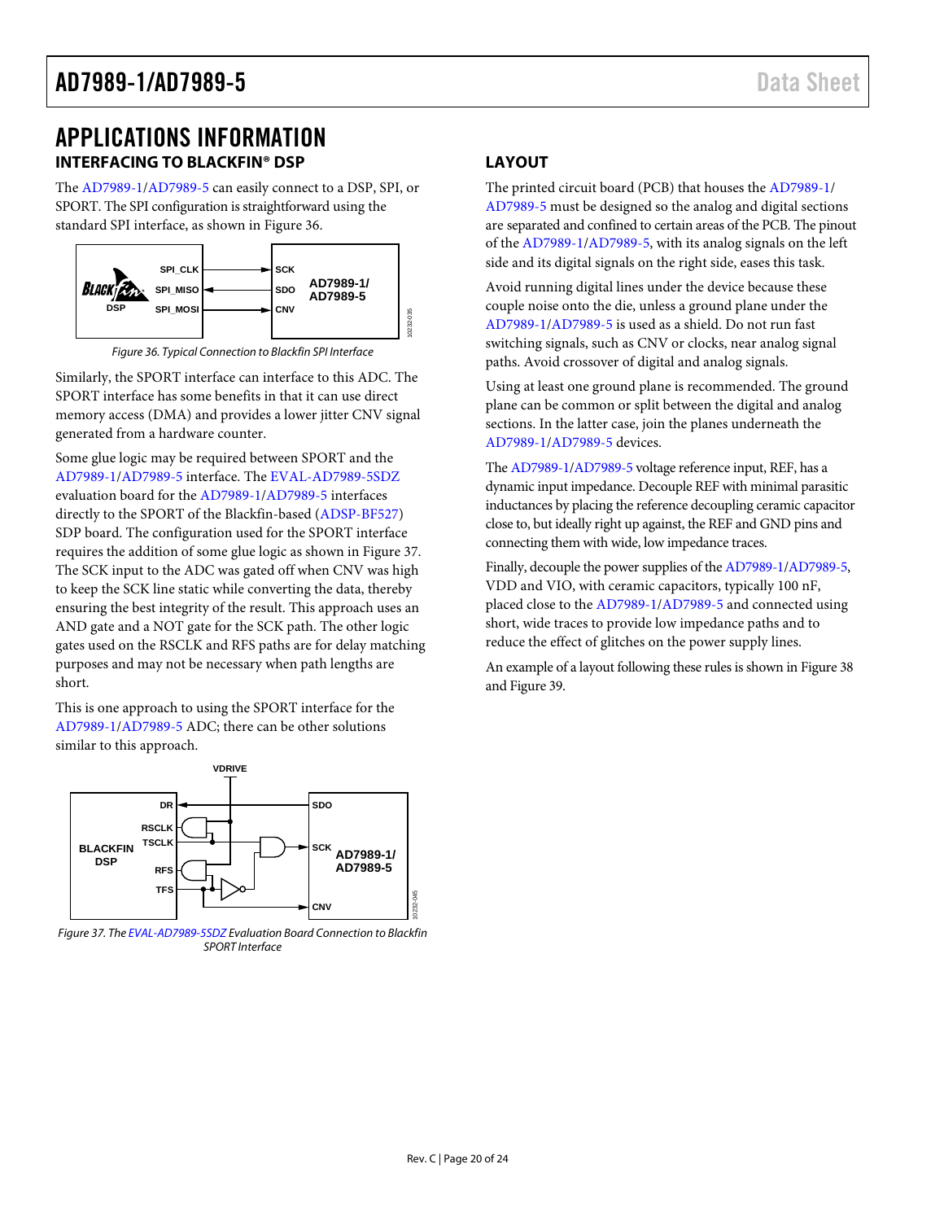# APPLICATIONS INFORMATION

## INTERFACING TO BLACKFIN® DSP

The AD7989-1/AD7989-5 can easily connect to a DSP, SPI, or SPORT. The SPI configuration is straightforward using the standard SPI interface, as shown in Figure 36.

*Figure 36. Typical Connection to Blackfin SPI Interface*

Similarly, the SPORT interface can interface to this ADC. The SPORT interface has some benefits in that it can use direct memory access (DMA) and provides a lower jitter CNV signal generated from a hardware counter.

Some glue logic may be required between SPORT and the AD7989-1/AD7989-5 interface. The EVAL-AD7989-5SDZ evaluation board for the AD7989-1/AD7989-5 interfaces directly to the SPORT of the Blackfin-based (ADSP-BF527) SDP board. The configuration used for the SPORT interface requires the addition of some glue logic as shown in Figure 37. The SCK input to the ADC was gated off when CNV was high to keep the SCK line static while converting the data, thereby ensuring the best integrity of the result. This approach uses an AND gate and a NOT gate for the SCK path. The other logic gates used on the RSCLK and RFS paths are for delay matching purposes and may not be necessary when path lengths are short.

This is one approach to using the SPORT interface for the AD7989-1/AD7989-5 ADC; there can be other solutions similar to this approach.

*Figure 37. The EVAL-AD7989-5SDZ Evaluation Board Connection to Blackfin SPORT Interface*

## LAYOUT

The printed circuit board (PCB) that houses the AD7989-1/AD7989-5 must be designed so the analog and digital sections are separated and confined to certain areas of the PCB. The pinout of the AD7989-1/AD7989-5, with its analog signals on the left side and its digital signals on the right side, eases this task.

Avoid running digital lines under the device because these couple noise onto the die, unless a ground plane under the AD7989-1/AD7989-5 is used as a shield. Do not run fast switching signals, such as CNV or clocks, near analog signal paths. Avoid crossover of digital and analog signals.

Using at least one ground plane is recommended. The ground plane can be common or split between the digital and analog sections. In the latter case, join the planes underneath the AD7989-1/AD7989-5 devices.

The AD7989-1/AD7989-5 voltage reference input, REF, has a dynamic input impedance. Decouple REF with minimal parasitic inductances by placing the reference decoupling ceramic capacitor close to, but ideally right up against, the REF and GND pins and connecting them with wide, low impedance traces.

Finally, decouple the power supplies of the AD7989-1/AD7989-5, VDD and VIO, with ceramic capacitors, typically 100 nF, placed close to the AD7989-1/AD7989-5 and connected using short, wide traces to provide low impedance paths and to reduce the effect of glitches on the power supply lines.

An example of a layout following these rules is shown in Figure 38 and Figure 39.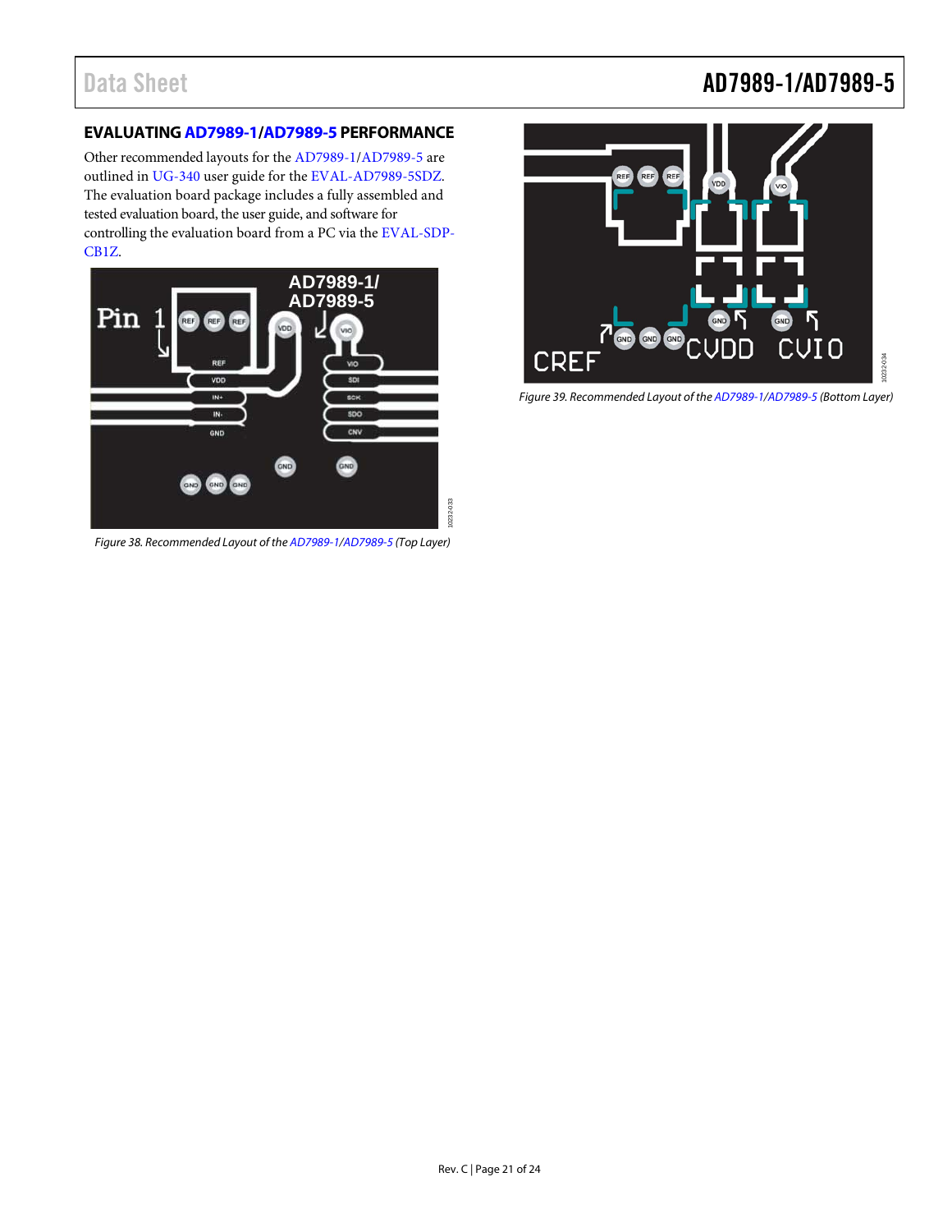## EVALUATING AD7989-1/AD7989-5 PERFORMANCE

Other recommended layouts for the AD7989-1/AD7989-5 are outlined in UG-340 user guide for the EVAL-AD7989-5SDZ. The evaluation board package includes a fully assembled and tested evaluation board, the user guide, and software for controlling the evaluation board from a PC via the EVAL-SDP-CB1Z.

*Figure 38. Recommended Layout of the AD7989-1/AD7989-5 (Top Layer)*

*Figure 39. Recommended Layout of the AD7989-1/AD7989-5 (Bottom Layer)*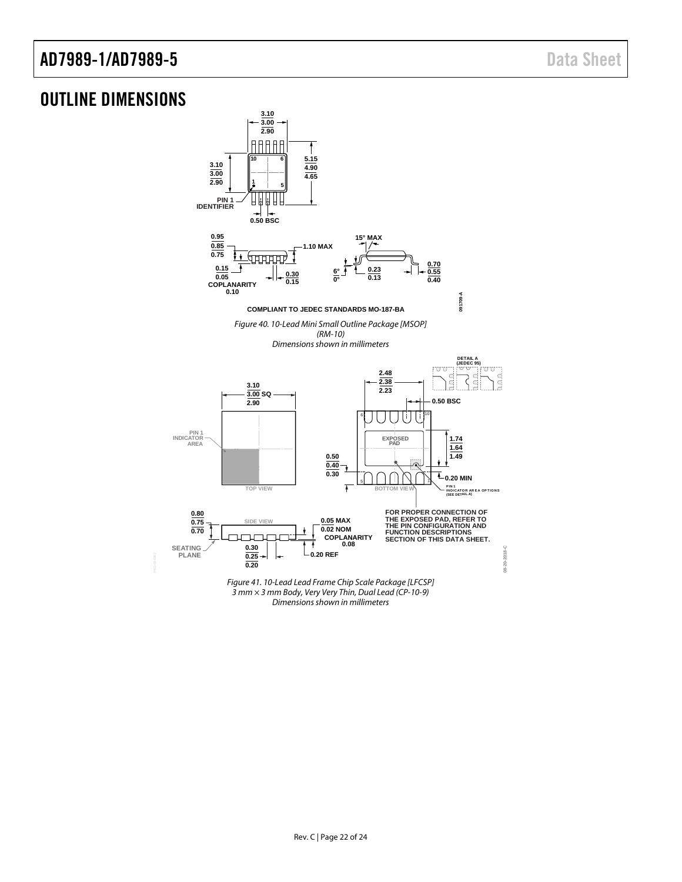# OUTLINE DIMENSIONS

COMPLIANT TO JEDEC STANDARDS MO-187-BA

*Figure 40. 10-Lead Mini Small Outline Package [MSOP] (RM-10) Dimensions shown in millimeters*

FOR PROPER CONNECTION OF THE EXPOSED PAD, REFER TO THE PIN CONFIGURATION AND FUNCTION DESCRIPTIONS SECTION OF THIS DATA SHEET.

*Figure 41. 10-Lead Lead Frame Chip Scale Package [LFCSP] 3 mm × 3 mm Body, Very Very Thin, Dual Lead (CP-10-9) Dimensions shown in millimeters*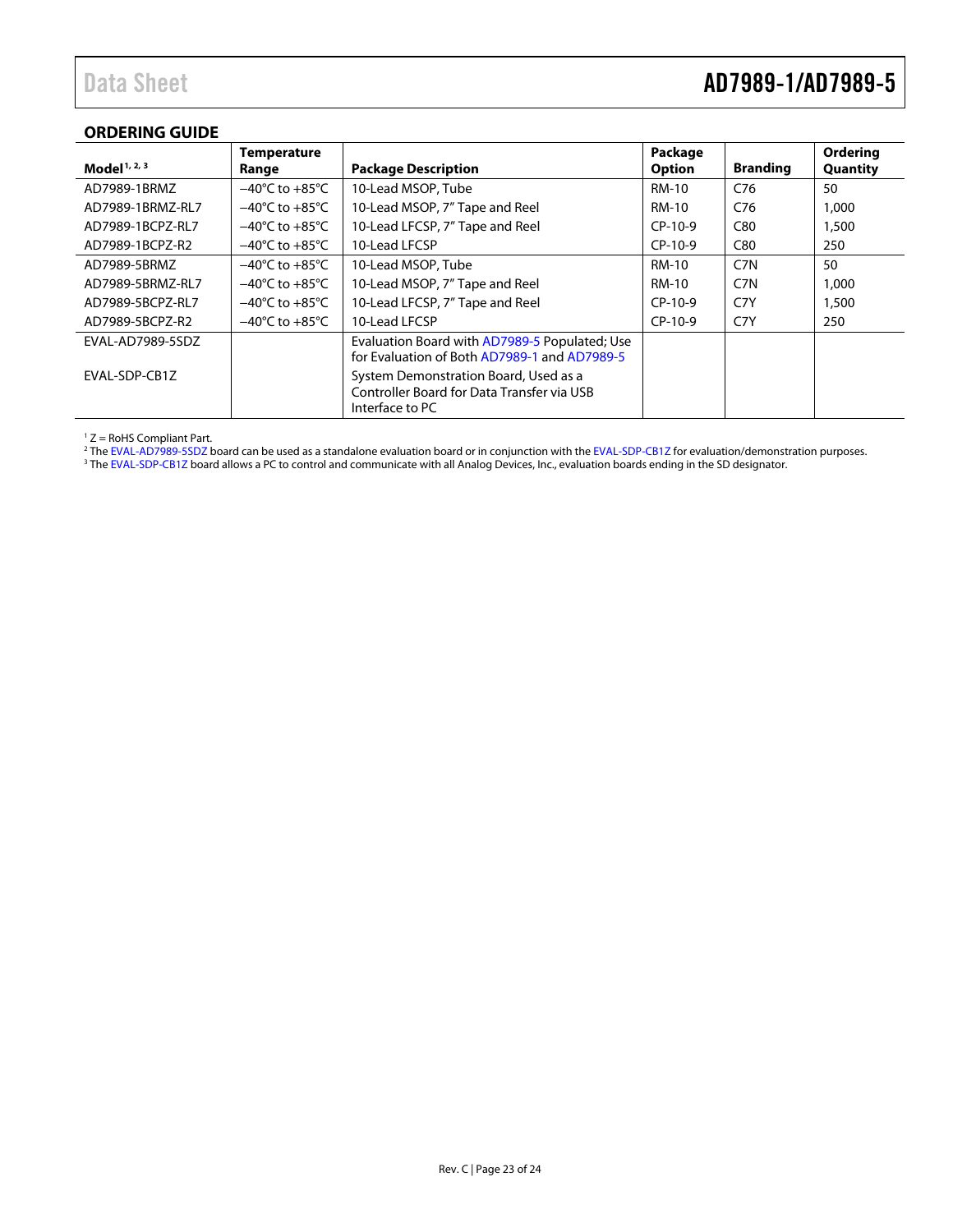## ORDERING GUIDE

| Model[1, 2, 3] | Temperature Range | Package Description | Package Option | Branding | Ordering Quantity |
|---|---|---|---|---|---|
| AD7989-1BRMZ | −40°C to +85°C | 10-Lead MSOP, Tube | RM-10 | C76 | 50 |
| AD7989-1BRMZ-RL7 | −40°C to +85°C | 10-Lead MSOP, 7" Tape and Reel | RM-10 | C76 | 1,000 |
| AD7989-1BCPZ-RL7 | −40°C to +85°C | 10-Lead LFCSP, 7" Tape and Reel | CP-10-9 | C80 | 1,500 |
| AD7989-1BCPZ-R2 | −40°C to +85°C | 10-Lead LFCSP | CP-10-9 | C80 | 250 |
| AD7989-5BRMZ | −40°C to +85°C | 10-Lead MSOP, Tube | RM-10 | C7N | 50 |
| AD7989-5BRMZ-RL7 | −40°C to +85°C | 10-Lead MSOP, 7" Tape and Reel | RM-10 | C7N | 1,000 |
| AD7989-5BCPZ-RL7 | −40°C to +85°C | 10-Lead LFCSP, 7" Tape and Reel | CP-10-9 | C7Y | 1,500 |
| AD7989-5BCPZ-R2 | −40°C to +85°C | 10-Lead LFCSP | CP-10-9 | C7Y | 250 |
| EVAL-AD7989-5SDZ | | Evaluation Board with AD7989-5 Populated; Use for Evaluation of Both AD7989-1 and AD7989-5 | | | |
| EVAL-SDP-CB1Z | | System Demonstration Board, Used as a Controller Board for Data Transfer via USB Interface to PC | | | |

[1] Z = RoHS Compliant Part.
[2] The EVAL-AD7989-5SDZ board can be used as a standalone evaluation board or in conjunction with the EVAL-SDP-CB1Z for evaluation/demonstration purposes.
[3] The EVAL-SDP-CB1Z board allows a PC to control and communicate with all Analog Devices, Inc., evaluation boards ending in the SD designator.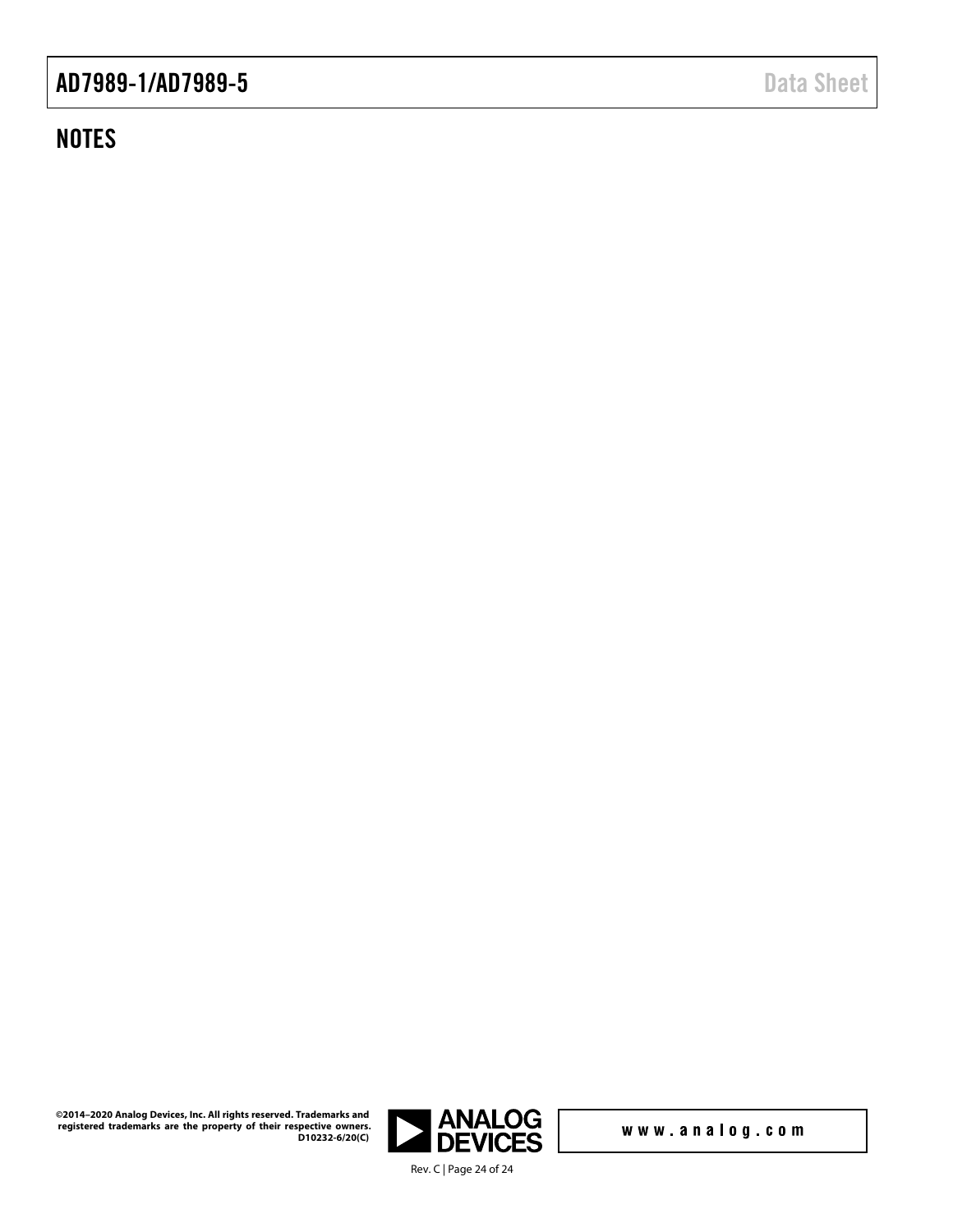## NOTES

©2014–2020 Analog Devices, Inc. All rights reserved. Trademarks and registered trademarks are the property of their respective owners. D10232-6/20(C)

www.analog.com